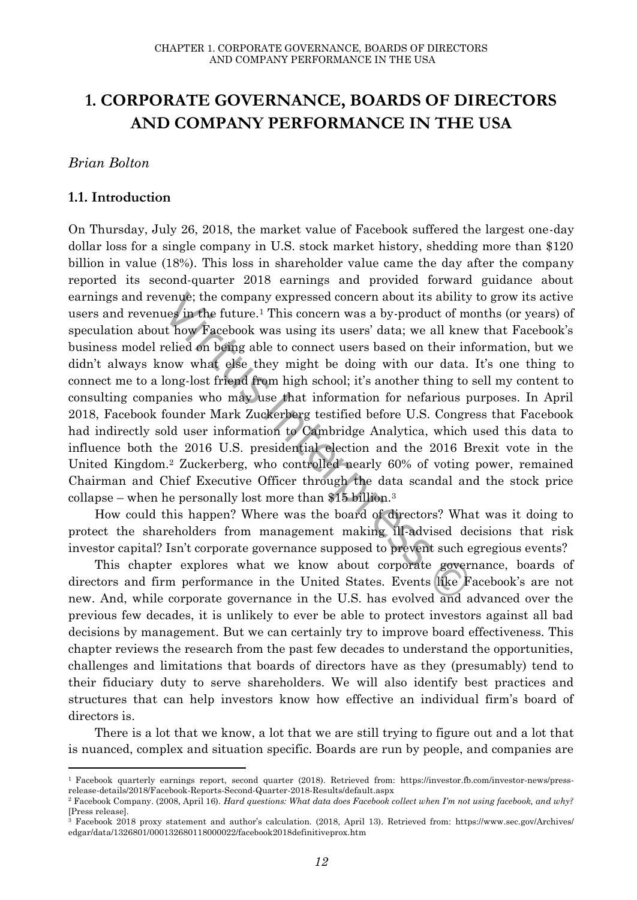# 1. CORPORATE GOVERNANCE, BOARDS OF DIRECTORS AND COMPANY PERFORMANCE IN THE USA

*Brian Bolton*

## 1.1. Introduction

On Thursday, July 26, 2018, the market value of Facebook suffered the largest one-day dollar loss for a single company in U.S. stock market history, shedding more than $120 billion in value (18%). This loss in shareholder value came the day after the company reported its second-quarter 2018 earnings and provided forward guidance about earnings and revenue; the company expressed concern about its ability to grow its active users and revenues in the future.[1] This concern was a by-product of months (or years) of speculation about how Facebook was using its users' data; we all knew that Facebook's business model relied on being able to connect users based on their information, but we didn't always know what else they might be doing with our data. It's one thing to connect me to a long-lost friend from high school; it's another thing to sell my content to consulting companies who may use that information for nefarious purposes. In April 2018, Facebook founder Mark Zuckerberg testified before U.S. Congress that Facebook had indirectly sold user information to Cambridge Analytica, which used this data to influence both the 2016 U.S. presidential election and the 2016 Brexit vote in the United Kingdom.[2] Zuckerberg, who controlled nearly 60% of voting power, remained Chairman and Chief Executive Officer through the data scandal and the stock price collapse – when he personally lost more than $15 billion.[3]

How could this happen? Where was the board of directors? What was it doing to protect the shareholders from management making ill-advised decisions that risk investor capital? Isn't corporate governance supposed to prevent such egregious events?

This chapter explores what we know about corporate governance, boards of directors and firm performance in the United States. Events like Facebook's are not new. And, while corporate governance in the U.S. has evolved and advanced over the previous few decades, it is unlikely to ever be able to protect investors against all bad decisions by management. But we can certainly try to improve board effectiveness. This chapter reviews the research from the past few decades to understand the opportunities, challenges and limitations that boards of directors have as they (presumably) tend to their fiduciary duty to serve shareholders. We will also identify best practices and structures that can help investors know how effective an individual firm's board of directors is.

There is a lot that we know, a lot that we are still trying to figure out and a lot that is nuanced, complex and situation specific. Boards are run by people, and companies are

---

[1] Facebook quarterly earnings report, second quarter (2018). Retrieved from: https://investor.fb.com/investor-news/press-release-details/2018/Facebook-Reports-Second-Quarter-2018-Results/default.aspx

[2] Facebook Company. (2008, April 16). *Hard questions: What data does Facebook collect when I'm not using facebook, and why?* [Press release].

[3] Facebook 2018 proxy statement and author's calculation. (2018, April 13). Retrieved from: https://www.sec.gov/Archives/edgar/data/1326801/000132680118000022/facebook2018definitiveprox.htm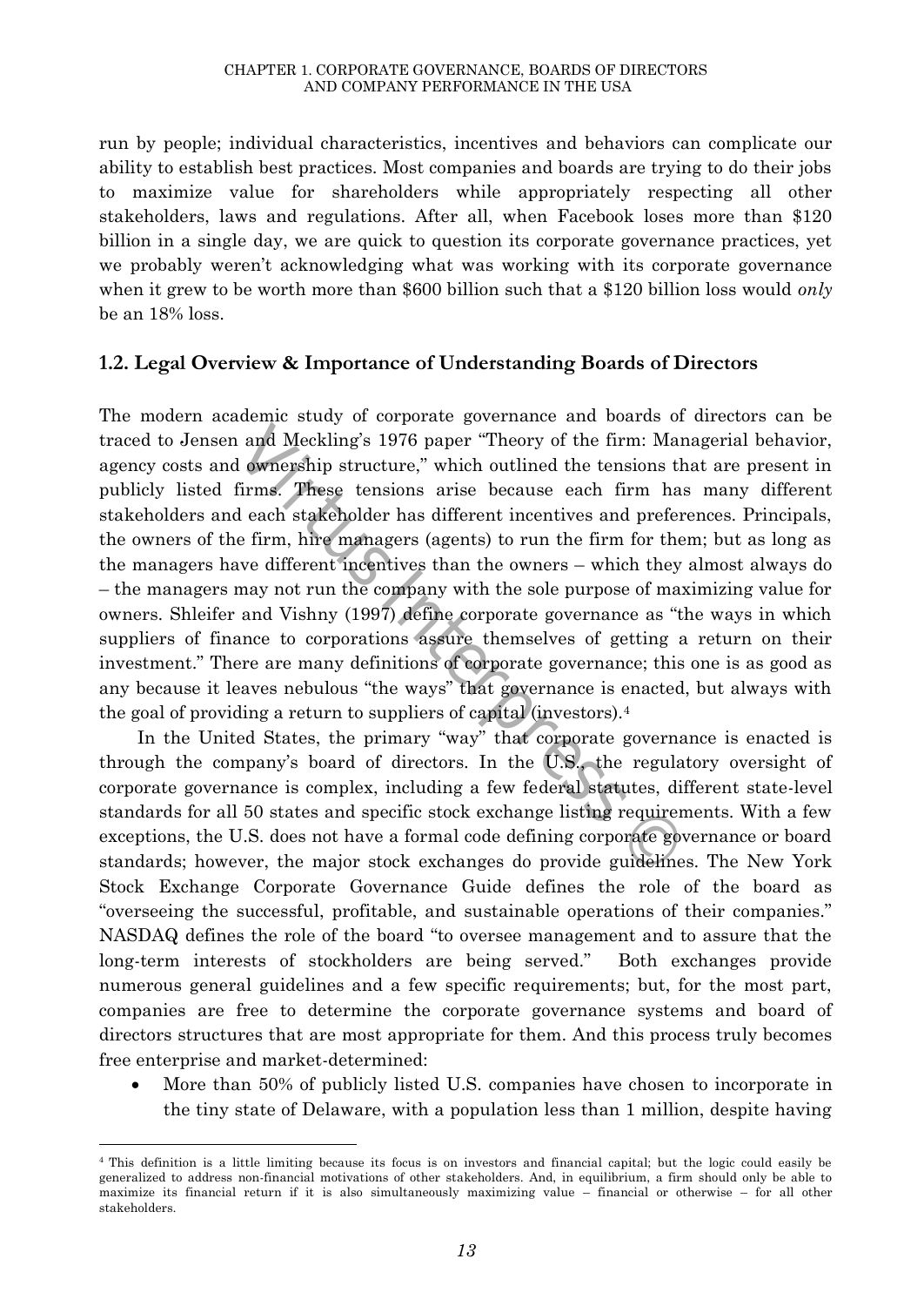run by people; individual characteristics, incentives and behaviors can complicate our ability to establish best practices. Most companies and boards are trying to do their jobs to maximize value for shareholders while appropriately respecting all other stakeholders, laws and regulations. After all, when Facebook loses more than $120 billion in a single day, we are quick to question its corporate governance practices, yet we probably weren't acknowledging what was working with its corporate governance when it grew to be worth more than $600 billion such that a $120 billion loss would *only* be an 18% loss.

## 1.2. Legal Overview & Importance of Understanding Boards of Directors

The modern academic study of corporate governance and boards of directors can be traced to Jensen and Meckling's 1976 paper "Theory of the firm: Managerial behavior, agency costs and ownership structure," which outlined the tensions that are present in publicly listed firms. These tensions arise because each firm has many different stakeholders and each stakeholder has different incentives and preferences. Principals, the owners of the firm, hire managers (agents) to run the firm for them; but as long as the managers have different incentives than the owners – which they almost always do – the managers may not run the company with the sole purpose of maximizing value for owners. Shleifer and Vishny (1997) define corporate governance as "the ways in which suppliers of finance to corporations assure themselves of getting a return on their investment." There are many definitions of corporate governance; this one is as good as any because it leaves nebulous "the ways" that governance is enacted, but always with the goal of providing a return to suppliers of capital (investors).[4]

In the United States, the primary "way" that corporate governance is enacted is through the company's board of directors. In the U.S., the regulatory oversight of corporate governance is complex, including a few federal statutes, different state-level standards for all 50 states and specific stock exchange listing requirements. With a few exceptions, the U.S. does not have a formal code defining corporate governance or board standards; however, the major stock exchanges do provide guidelines. The New York Stock Exchange Corporate Governance Guide defines the role of the board as "overseeing the successful, profitable, and sustainable operations of their companies." NASDAQ defines the role of the board "to oversee management and to assure that the long-term interests of stockholders are being served." Both exchanges provide numerous general guidelines and a few specific requirements; but, for the most part, companies are free to determine the corporate governance systems and board of directors structures that are most appropriate for them. And this process truly becomes free enterprise and market-determined:

- More than 50% of publicly listed U.S. companies have chosen to incorporate in the tiny state of Delaware, with a population less than 1 million, despite having

[4] This definition is a little limiting because its focus is on investors and financial capital; but the logic could easily be generalized to address non-financial motivations of other stakeholders. And, in equilibrium, a firm should only be able to maximize its financial return if it is also simultaneously maximizing value – financial or otherwise – for all other stakeholders.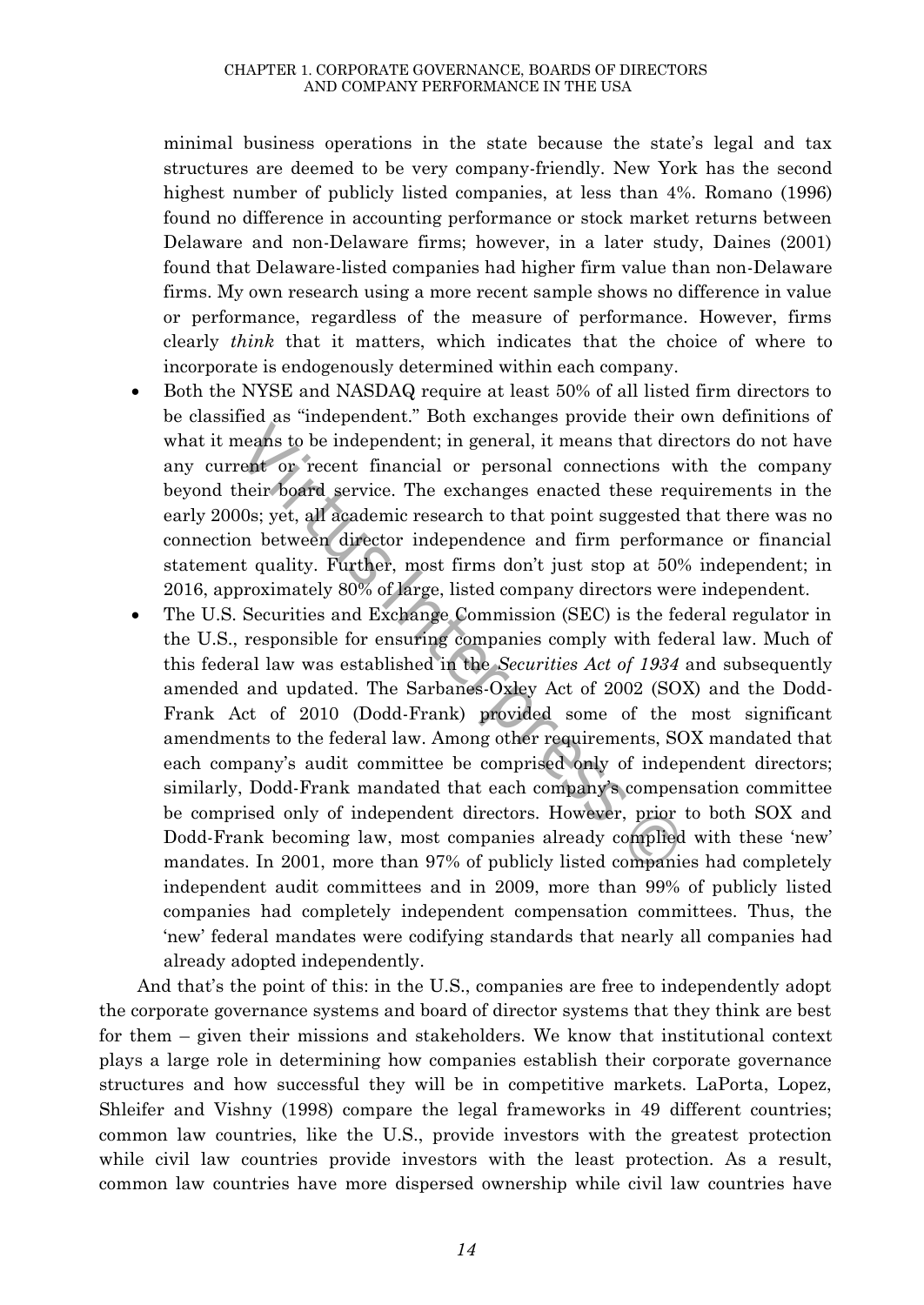minimal business operations in the state because the state's legal and tax structures are deemed to be very company-friendly. New York has the second highest number of publicly listed companies, at less than 4%. Romano (1996) found no difference in accounting performance or stock market returns between Delaware and non-Delaware firms; however, in a later study, Daines (2001) found that Delaware-listed companies had higher firm value than non-Delaware firms. My own research using a more recent sample shows no difference in value or performance, regardless of the measure of performance. However, firms clearly *think* that it matters, which indicates that the choice of where to incorporate is endogenously determined within each company.

- Both the NYSE and NASDAQ require at least 50% of all listed firm directors to be classified as "independent." Both exchanges provide their own definitions of what it means to be independent; in general, it means that directors do not have any current or recent financial or personal connections with the company beyond their board service. The exchanges enacted these requirements in the early 2000s; yet, all academic research to that point suggested that there was no connection between director independence and firm performance or financial statement quality. Further, most firms don't just stop at 50% independent; in 2016, approximately 80% of large, listed company directors were independent.
- The U.S. Securities and Exchange Commission (SEC) is the federal regulator in the U.S., responsible for ensuring companies comply with federal law. Much of this federal law was established in the *Securities Act of 1934* and subsequently amended and updated. The Sarbanes-Oxley Act of 2002 (SOX) and the Dodd-Frank Act of 2010 (Dodd-Frank) provided some of the most significant amendments to the federal law. Among other requirements, SOX mandated that each company's audit committee be comprised only of independent directors; similarly, Dodd-Frank mandated that each company's compensation committee be comprised only of independent directors. However, prior to both SOX and Dodd-Frank becoming law, most companies already complied with these 'new' mandates. In 2001, more than 97% of publicly listed companies had completely independent audit committees and in 2009, more than 99% of publicly listed companies had completely independent compensation committees. Thus, the 'new' federal mandates were codifying standards that nearly all companies had already adopted independently.

And that's the point of this: in the U.S., companies are free to independently adopt the corporate governance systems and board of director systems that they think are best for them – given their missions and stakeholders. We know that institutional context plays a large role in determining how companies establish their corporate governance structures and how successful they will be in competitive markets. LaPorta, Lopez, Shleifer and Vishny (1998) compare the legal frameworks in 49 different countries; common law countries, like the U.S., provide investors with the greatest protection while civil law countries provide investors with the least protection. As a result, common law countries have more dispersed ownership while civil law countries have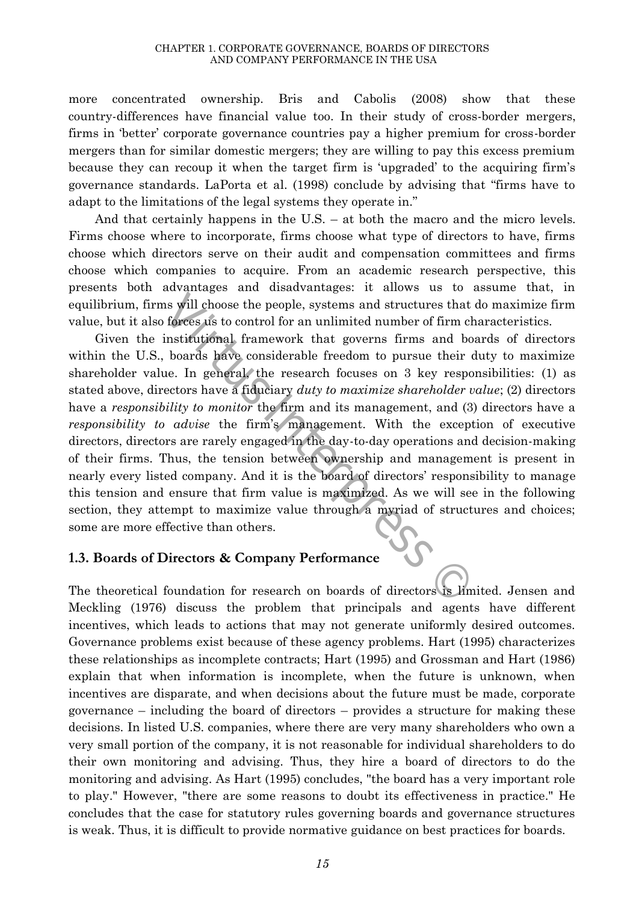more concentrated ownership. Bris and Cabolis (2008) show that these country-differences have financial value too. In their study of cross-border mergers, firms in 'better' corporate governance countries pay a higher premium for cross-border mergers than for similar domestic mergers; they are willing to pay this excess premium because they can recoup it when the target firm is 'upgraded' to the acquiring firm's governance standards. LaPorta et al. (1998) conclude by advising that "firms have to adapt to the limitations of the legal systems they operate in."

And that certainly happens in the U.S. – at both the macro and the micro levels. Firms choose where to incorporate, firms choose what type of directors to have, firms choose which directors serve on their audit and compensation committees and firms choose which companies to acquire. From an academic research perspective, this presents both advantages and disadvantages: it allows us to assume that, in equilibrium, firms will choose the people, systems and structures that do maximize firm value, but it also forces us to control for an unlimited number of firm characteristics.

Given the institutional framework that governs firms and boards of directors within the U.S., boards have considerable freedom to pursue their duty to maximize shareholder value. In general, the research focuses on 3 key responsibilities: (1) as stated above, directors have a fiduciary *duty to maximize shareholder value*; (2) directors have a *responsibility to monitor* the firm and its management, and (3) directors have a *responsibility to advise* the firm's management. With the exception of executive directors, directors are rarely engaged in the day-to-day operations and decision-making of their firms. Thus, the tension between ownership and management is present in nearly every listed company. And it is the board of directors' responsibility to manage this tension and ensure that firm value is maximized. As we will see in the following section, they attempt to maximize value through a myriad of structures and choices; some are more effective than others.

## 1.3. Boards of Directors & Company Performance

The theoretical foundation for research on boards of directors is limited. Jensen and Meckling (1976) discuss the problem that principals and agents have different incentives, which leads to actions that may not generate uniformly desired outcomes. Governance problems exist because of these agency problems. Hart (1995) characterizes these relationships as incomplete contracts; Hart (1995) and Grossman and Hart (1986) explain that when information is incomplete, when the future is unknown, when incentives are disparate, and when decisions about the future must be made, corporate governance – including the board of directors – provides a structure for making these decisions. In listed U.S. companies, where there are very many shareholders who own a very small portion of the company, it is not reasonable for individual shareholders to do their own monitoring and advising. Thus, they hire a board of directors to do the monitoring and advising. As Hart (1995) concludes, "the board has a very important role to play." However, "there are some reasons to doubt its effectiveness in practice." He concludes that the case for statutory rules governing boards and governance structures is weak. Thus, it is difficult to provide normative guidance on best practices for boards.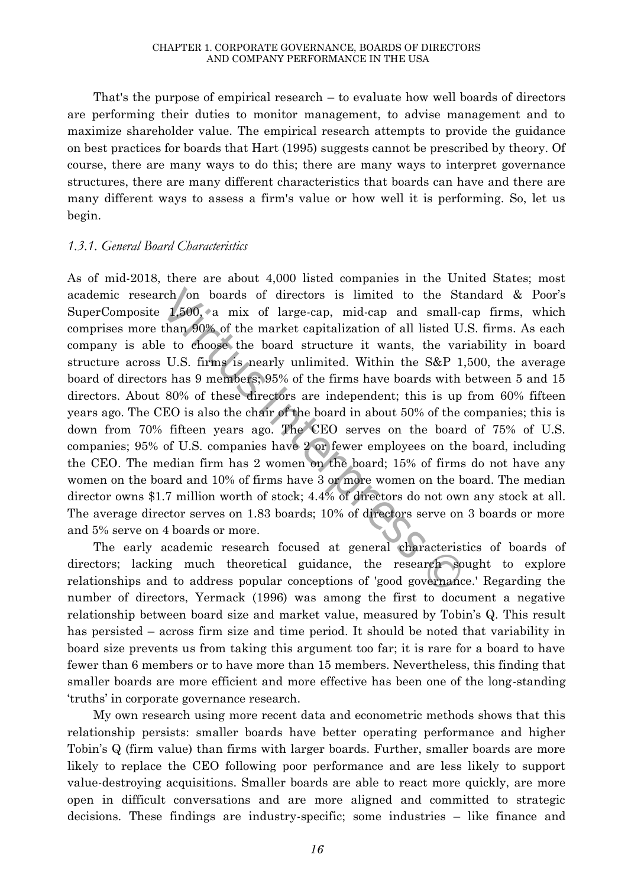That's the purpose of empirical research – to evaluate how well boards of directors are performing their duties to monitor management, to advise management and to maximize shareholder value. The empirical research attempts to provide the guidance on best practices for boards that Hart (1995) suggests cannot be prescribed by theory. Of course, there are many ways to do this; there are many ways to interpret governance structures, there are many different characteristics that boards can have and there are many different ways to assess a firm's value or how well it is performing. So, let us begin.

### *1.3.1. General Board Characteristics*

As of mid-2018, there are about 4,000 listed companies in the United States; most academic research on boards of directors is limited to the Standard & Poor's SuperComposite 1,500, a mix of large-cap, mid-cap and small-cap firms, which comprises more than 90% of the market capitalization of all listed U.S. firms. As each company is able to choose the board structure it wants, the variability in board structure across U.S. firms is nearly unlimited. Within the S&P 1,500, the average board of directors has 9 members; 95% of the firms have boards with between 5 and 15 directors. About 80% of these directors are independent; this is up from 60% fifteen years ago. The CEO is also the chair of the board in about 50% of the companies; this is down from 70% fifteen years ago. The CEO serves on the board of 75% of U.S. companies; 95% of U.S. companies have 2 or fewer employees on the board, including the CEO. The median firm has 2 women on the board; 15% of firms do not have any women on the board and 10% of firms have 3 or more women on the board. The median director owns $1.7 million worth of stock; 4.4% of directors do not own any stock at all. The average director serves on 1.83 boards; 10% of directors serve on 3 boards or more and 5% serve on 4 boards or more.

The early academic research focused at general characteristics of boards of directors; lacking much theoretical guidance, the research sought to explore relationships and to address popular conceptions of 'good governance.' Regarding the number of directors, Yermack (1996) was among the first to document a negative relationship between board size and market value, measured by Tobin's Q. This result has persisted – across firm size and time period. It should be noted that variability in board size prevents us from taking this argument too far; it is rare for a board to have fewer than 6 members or to have more than 15 members. Nevertheless, this finding that smaller boards are more efficient and more effective has been one of the long-standing 'truths' in corporate governance research.

My own research using more recent data and econometric methods shows that this relationship persists: smaller boards have better operating performance and higher Tobin's Q (firm value) than firms with larger boards. Further, smaller boards are more likely to replace the CEO following poor performance and are less likely to support value-destroying acquisitions. Smaller boards are able to react more quickly, are more open in difficult conversations and are more aligned and committed to strategic decisions. These findings are industry-specific; some industries – like finance and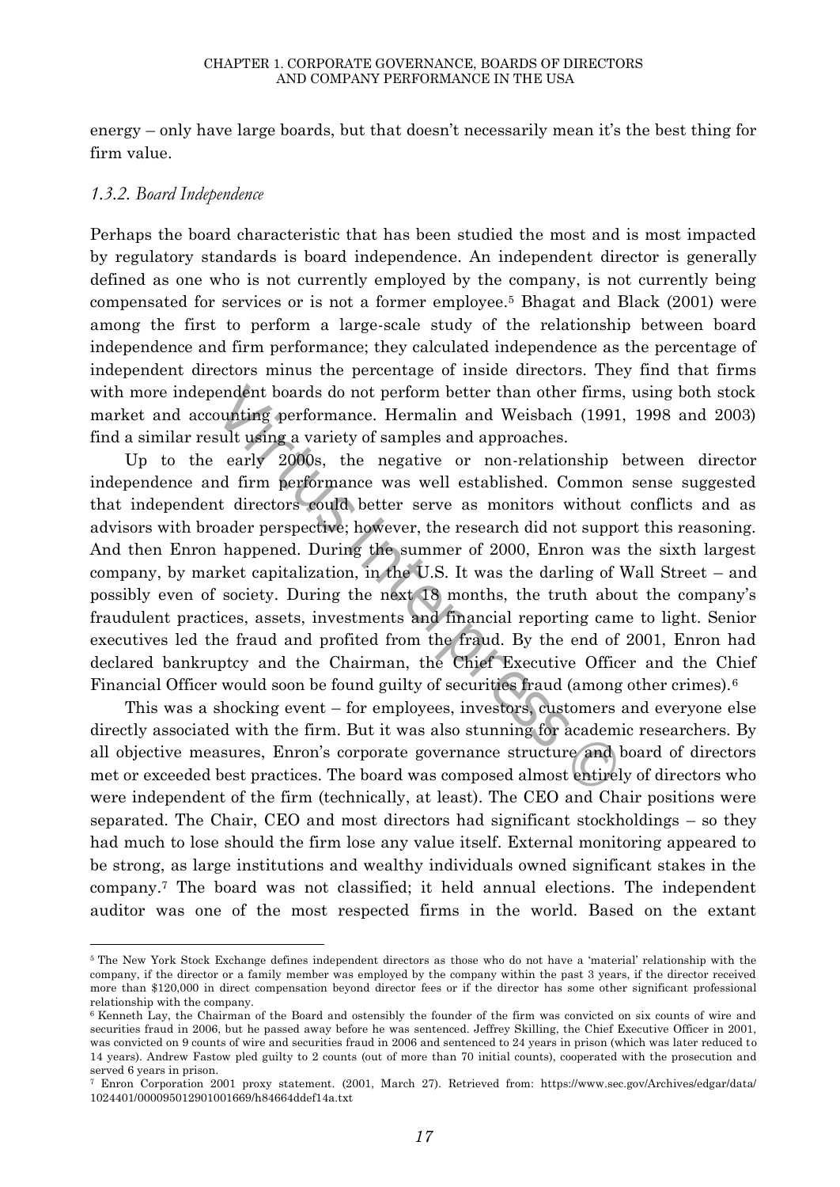energy – only have large boards, but that doesn't necessarily mean it's the best thing for firm value.

### *1.3.2. Board Independence*

Perhaps the board characteristic that has been studied the most and is most impacted by regulatory standards is board independence. An independent director is generally defined as one who is not currently employed by the company, is not currently being compensated for services or is not a former employee.[5] Bhagat and Black (2001) were among the first to perform a large-scale study of the relationship between board independence and firm performance; they calculated independence as the percentage of independent directors minus the percentage of inside directors. They find that firms with more independent boards do not perform better than other firms, using both stock market and accounting performance. Hermalin and Weisbach (1991, 1998 and 2003) find a similar result using a variety of samples and approaches.

Up to the early 2000s, the negative or non-relationship between director independence and firm performance was well established. Common sense suggested that independent directors could better serve as monitors without conflicts and as advisors with broader perspective; however, the research did not support this reasoning. And then Enron happened. During the summer of 2000, Enron was the sixth largest company, by market capitalization, in the U.S. It was the darling of Wall Street – and possibly even of society. During the next 18 months, the truth about the company's fraudulent practices, assets, investments and financial reporting came to light. Senior executives led the fraud and profited from the fraud. By the end of 2001, Enron had declared bankruptcy and the Chairman, the Chief Executive Officer and the Chief Financial Officer would soon be found guilty of securities fraud (among other crimes).[6]

This was a shocking event – for employees, investors, customers and everyone else directly associated with the firm. But it was also stunning for academic researchers. By all objective measures, Enron's corporate governance structure and board of directors met or exceeded best practices. The board was composed almost entirely of directors who were independent of the firm (technically, at least). The CEO and Chair positions were separated. The Chair, CEO and most directors had significant stockholdings – so they had much to lose should the firm lose any value itself. External monitoring appeared to be strong, as large institutions and wealthy individuals owned significant stakes in the company.[7] The board was not classified; it held annual elections. The independent auditor was one of the most respected firms in the world. Based on the extant

---

[5] The New York Stock Exchange defines independent directors as those who do not have a 'material' relationship with the company, if the director or a family member was employed by the company within the past 3 years, if the director received more than $120,000 in direct compensation beyond director fees or if the director has some other significant professional relationship with the company.

[6] Kenneth Lay, the Chairman of the Board and ostensibly the founder of the firm was convicted on six counts of wire and securities fraud in 2006, but he passed away before he was sentenced. Jeffrey Skilling, the Chief Executive Officer in 2001, was convicted on 9 counts of wire and securities fraud in 2006 and sentenced to 24 years in prison (which was later reduced to 14 years). Andrew Fastow pled guilty to 2 counts (out of more than 70 initial counts), cooperated with the prosecution and served 6 years in prison.

[7] Enron Corporation 2001 proxy statement. (2001, March 27). Retrieved from: https://www.sec.gov/Archives/edgar/data/1024401/000095012901001669/h84664ddef14a.txt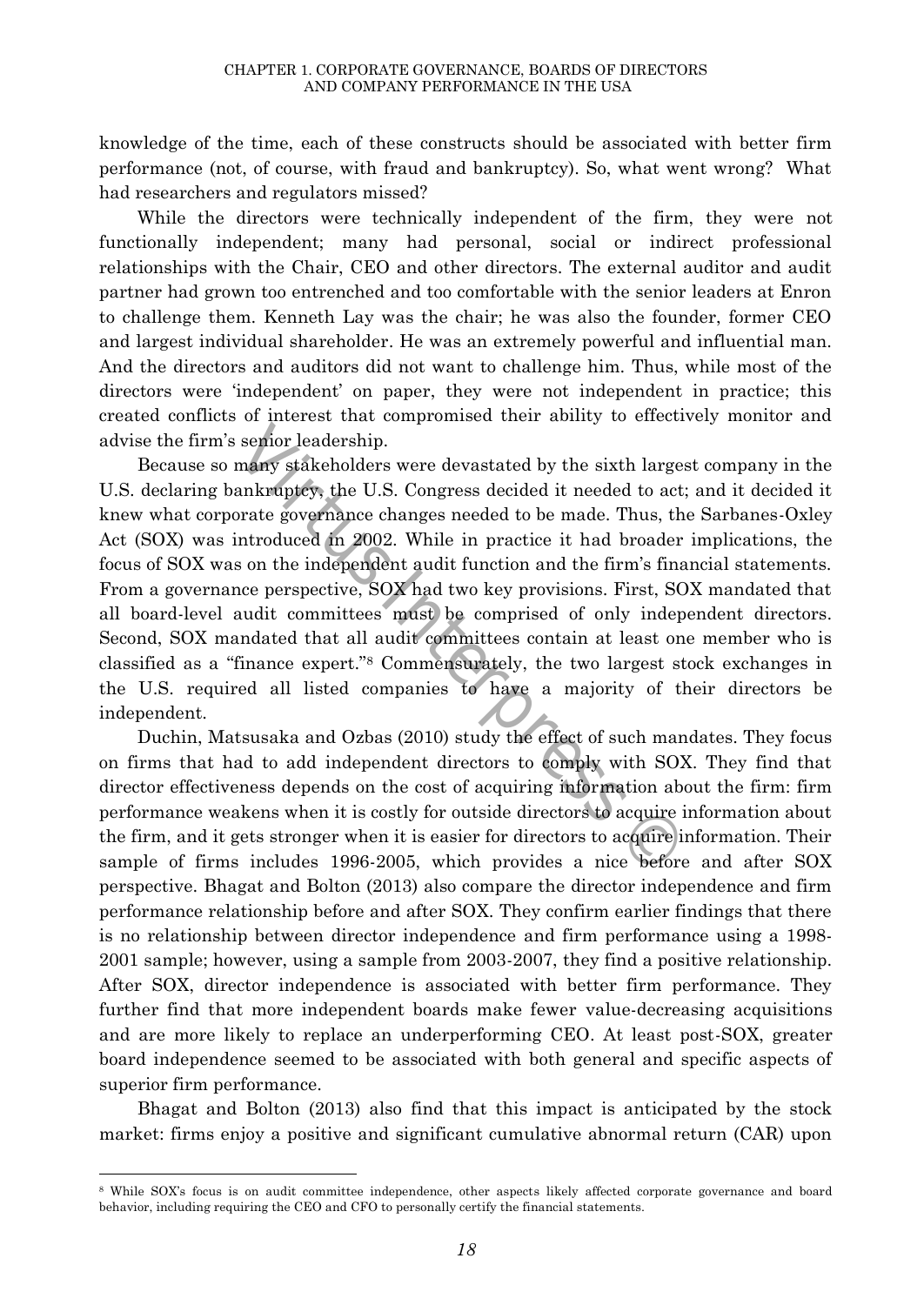knowledge of the time, each of these constructs should be associated with better firm performance (not, of course, with fraud and bankruptcy). So, what went wrong? What had researchers and regulators missed?

While the directors were technically independent of the firm, they were not functionally independent; many had personal, social or indirect professional relationships with the Chair, CEO and other directors. The external auditor and audit partner had grown too entrenched and too comfortable with the senior leaders at Enron to challenge them. Kenneth Lay was the chair; he was also the founder, former CEO and largest individual shareholder. He was an extremely powerful and influential man. And the directors and auditors did not want to challenge him. Thus, while most of the directors were 'independent' on paper, they were not independent in practice; this created conflicts of interest that compromised their ability to effectively monitor and advise the firm's senior leadership.

Because so many stakeholders were devastated by the sixth largest company in the U.S. declaring bankruptcy, the U.S. Congress decided it needed to act; and it decided it knew what corporate governance changes needed to be made. Thus, the Sarbanes-Oxley Act (SOX) was introduced in 2002. While in practice it had broader implications, the focus of SOX was on the independent audit function and the firm's financial statements. From a governance perspective, SOX had two key provisions. First, SOX mandated that all board-level audit committees must be comprised of only independent directors. Second, SOX mandated that all audit committees contain at least one member who is classified as a "finance expert."[8] Commensurately, the two largest stock exchanges in the U.S. required all listed companies to have a majority of their directors be independent.

Duchin, Matsusaka and Ozbas (2010) study the effect of such mandates. They focus on firms that had to add independent directors to comply with SOX. They find that director effectiveness depends on the cost of acquiring information about the firm: firm performance weakens when it is costly for outside directors to acquire information about the firm, and it gets stronger when it is easier for directors to acquire information. Their sample of firms includes 1996-2005, which provides a nice before and after SOX perspective. Bhagat and Bolton (2013) also compare the director independence and firm performance relationship before and after SOX. They confirm earlier findings that there is no relationship between director independence and firm performance using a 1998-2001 sample; however, using a sample from 2003-2007, they find a positive relationship. After SOX, director independence is associated with better firm performance. They further find that more independent boards make fewer value-decreasing acquisitions and are more likely to replace an underperforming CEO. At least post-SOX, greater board independence seemed to be associated with both general and specific aspects of superior firm performance.

Bhagat and Bolton (2013) also find that this impact is anticipated by the stock market: firms enjoy a positive and significant cumulative abnormal return (CAR) upon

---

[8] While SOX's focus is on audit committee independence, other aspects likely affected corporate governance and board behavior, including requiring the CEO and CFO to personally certify the financial statements.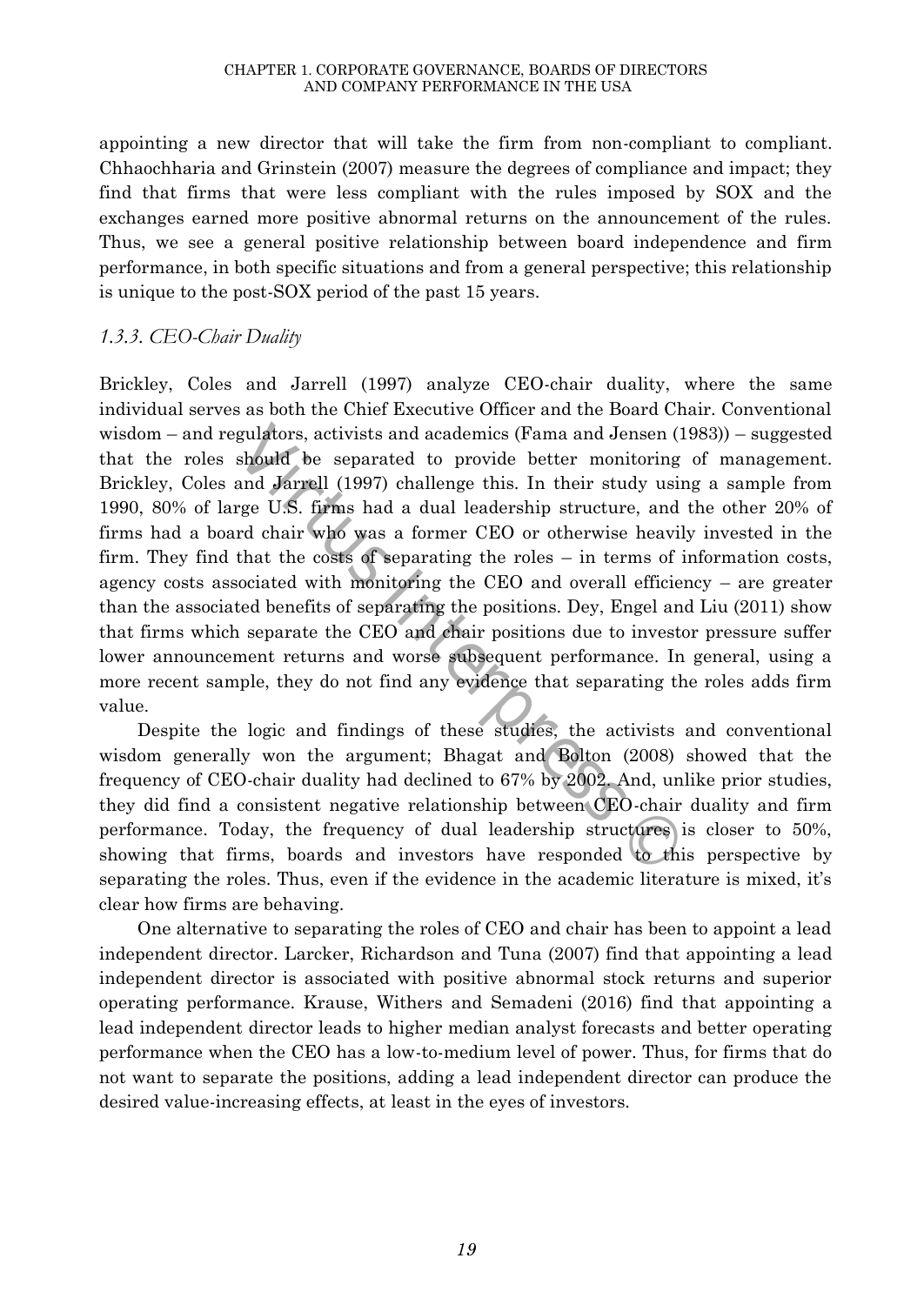appointing a new director that will take the firm from non-compliant to compliant. Chhaochharia and Grinstein (2007) measure the degrees of compliance and impact; they find that firms that were less compliant with the rules imposed by SOX and the exchanges earned more positive abnormal returns on the announcement of the rules. Thus, we see a general positive relationship between board independence and firm performance, in both specific situations and from a general perspective; this relationship is unique to the post-SOX period of the past 15 years.

### *1.3.3. CEO-Chair Duality*

Brickley, Coles and Jarrell (1997) analyze CEO-chair duality, where the same individual serves as both the Chief Executive Officer and the Board Chair. Conventional wisdom – and regulators, activists and academics (Fama and Jensen (1983)) – suggested that the roles should be separated to provide better monitoring of management. Brickley, Coles and Jarrell (1997) challenge this. In their study using a sample from 1990, 80% of large U.S. firms had a dual leadership structure, and the other 20% of firms had a board chair who was a former CEO or otherwise heavily invested in the firm. They find that the costs of separating the roles – in terms of information costs, agency costs associated with monitoring the CEO and overall efficiency – are greater than the associated benefits of separating the positions. Dey, Engel and Liu (2011) show that firms which separate the CEO and chair positions due to investor pressure suffer lower announcement returns and worse subsequent performance. In general, using a more recent sample, they do not find any evidence that separating the roles adds firm value.

Despite the logic and findings of these studies, the activists and conventional wisdom generally won the argument; Bhagat and Bolton (2008) showed that the frequency of CEO-chair duality had declined to 67% by 2002. And, unlike prior studies, they did find a consistent negative relationship between CEO-chair duality and firm performance. Today, the frequency of dual leadership structures is closer to 50%, showing that firms, boards and investors have responded to this perspective by separating the roles. Thus, even if the evidence in the academic literature is mixed, it's clear how firms are behaving.

One alternative to separating the roles of CEO and chair has been to appoint a lead independent director. Larcker, Richardson and Tuna (2007) find that appointing a lead independent director is associated with positive abnormal stock returns and superior operating performance. Krause, Withers and Semadeni (2016) find that appointing a lead independent director leads to higher median analyst forecasts and better operating performance when the CEO has a low-to-medium level of power. Thus, for firms that do not want to separate the positions, adding a lead independent director can produce the desired value-increasing effects, at least in the eyes of investors.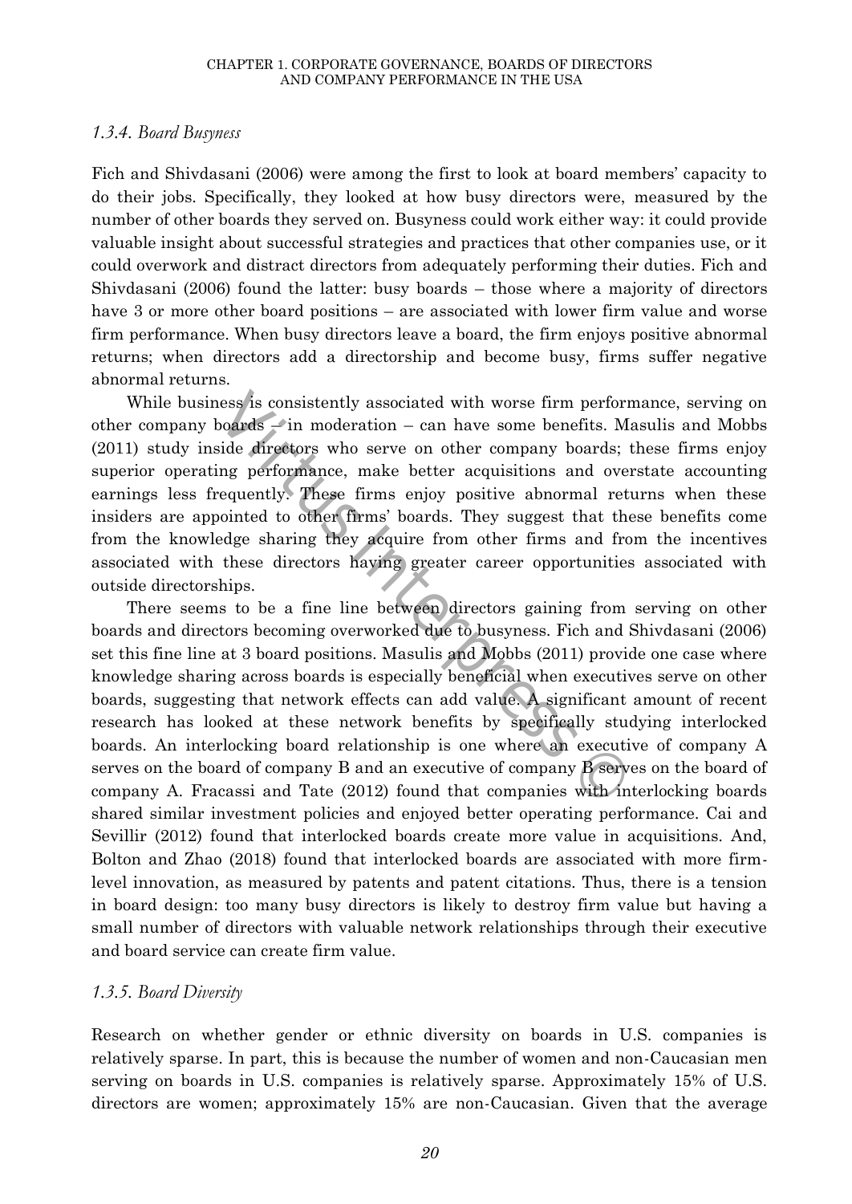### *1.3.4. Board Busyness*

Fich and Shivdasani (2006) were among the first to look at board members' capacity to do their jobs. Specifically, they looked at how busy directors were, measured by the number of other boards they served on. Busyness could work either way: it could provide valuable insight about successful strategies and practices that other companies use, or it could overwork and distract directors from adequately performing their duties. Fich and Shivdasani (2006) found the latter: busy boards – those where a majority of directors have 3 or more other board positions – are associated with lower firm value and worse firm performance. When busy directors leave a board, the firm enjoys positive abnormal returns; when directors add a directorship and become busy, firms suffer negative abnormal returns.

While business is consistently associated with worse firm performance, serving on other company boards – in moderation – can have some benefits. Masulis and Mobbs (2011) study inside directors who serve on other company boards; these firms enjoy superior operating performance, make better acquisitions and overstate accounting earnings less frequently. These firms enjoy positive abnormal returns when these insiders are appointed to other firms' boards. They suggest that these benefits come from the knowledge sharing they acquire from other firms and from the incentives associated with these directors having greater career opportunities associated with outside directorships.

There seems to be a fine line between directors gaining from serving on other boards and directors becoming overworked due to busyness. Fich and Shivdasani (2006) set this fine line at 3 board positions. Masulis and Mobbs (2011) provide one case where knowledge sharing across boards is especially beneficial when executives serve on other boards, suggesting that network effects can add value. A significant amount of recent research has looked at these network benefits by specifically studying interlocked boards. An interlocking board relationship is one where an executive of company A serves on the board of company B and an executive of company B serves on the board of company A. Fracassi and Tate (2012) found that companies with interlocking boards shared similar investment policies and enjoyed better operating performance. Cai and Sevillir (2012) found that interlocked boards create more value in acquisitions. And, Bolton and Zhao (2018) found that interlocked boards are associated with more firm-level innovation, as measured by patents and patent citations. Thus, there is a tension in board design: too many busy directors is likely to destroy firm value but having a small number of directors with valuable network relationships through their executive and board service can create firm value.

### *1.3.5. Board Diversity*

Research on whether gender or ethnic diversity on boards in U.S. companies is relatively sparse. In part, this is because the number of women and non-Caucasian men serving on boards in U.S. companies is relatively sparse. Approximately 15% of U.S. directors are women; approximately 15% are non-Caucasian. Given that the average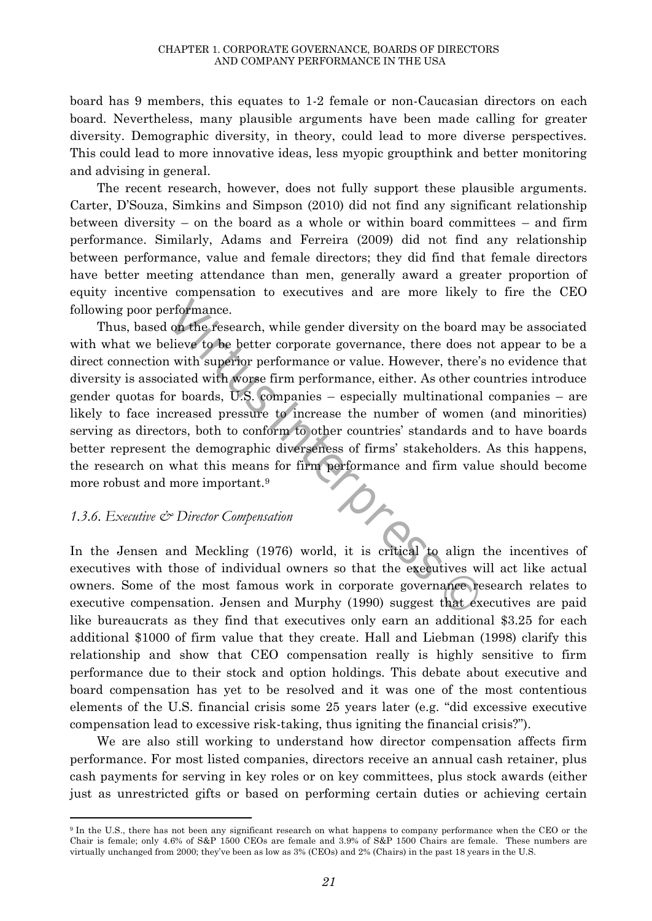board has 9 members, this equates to 1-2 female or non-Caucasian directors on each board. Nevertheless, many plausible arguments have been made calling for greater diversity. Demographic diversity, in theory, could lead to more diverse perspectives. This could lead to more innovative ideas, less myopic groupthink and better monitoring and advising in general.

The recent research, however, does not fully support these plausible arguments. Carter, D'Souza, Simkins and Simpson (2010) did not find any significant relationship between diversity – on the board as a whole or within board committees – and firm performance. Similarly, Adams and Ferreira (2009) did not find any relationship between performance, value and female directors; they did find that female directors have better meeting attendance than men, generally award a greater proportion of equity incentive compensation to executives and are more likely to fire the CEO following poor performance.

Thus, based on the research, while gender diversity on the board may be associated with what we believe to be better corporate governance, there does not appear to be a direct connection with superior performance or value. However, there's no evidence that diversity is associated with worse firm performance, either. As other countries introduce gender quotas for boards, U.S. companies – especially multinational companies – are likely to face increased pressure to increase the number of women (and minorities) serving as directors, both to conform to other countries' standards and to have boards better represent the demographic diverseness of firms' stakeholders. As this happens, the research on what this means for firm performance and firm value should become more robust and more important.[9]

### *1.3.6. Executive & Director Compensation*

In the Jensen and Meckling (1976) world, it is critical to align the incentives of executives with those of individual owners so that the executives will act like actual owners. Some of the most famous work in corporate governance research relates to executive compensation. Jensen and Murphy (1990) suggest that executives are paid like bureaucrats as they find that executives only earn an additional $3.25 for each additional $1000 of firm value that they create. Hall and Liebman (1998) clarify this relationship and show that CEO compensation really is highly sensitive to firm performance due to their stock and option holdings. This debate about executive and board compensation has yet to be resolved and it was one of the most contentious elements of the U.S. financial crisis some 25 years later (e.g. "did excessive executive compensation lead to excessive risk-taking, thus igniting the financial crisis?").

We are also still working to understand how director compensation affects firm performance. For most listed companies, directors receive an annual cash retainer, plus cash payments for serving in key roles or on key committees, plus stock awards (either just as unrestricted gifts or based on performing certain duties or achieving certain

---

[9] In the U.S., there has not been any significant research on what happens to company performance when the CEO or the Chair is female; only 4.6% of S&P 1500 CEOs are female and 3.9% of S&P 1500 Chairs are female. These numbers are virtually unchanged from 2000; they've been as low as 3% (CEOs) and 2% (Chairs) in the past 18 years in the U.S.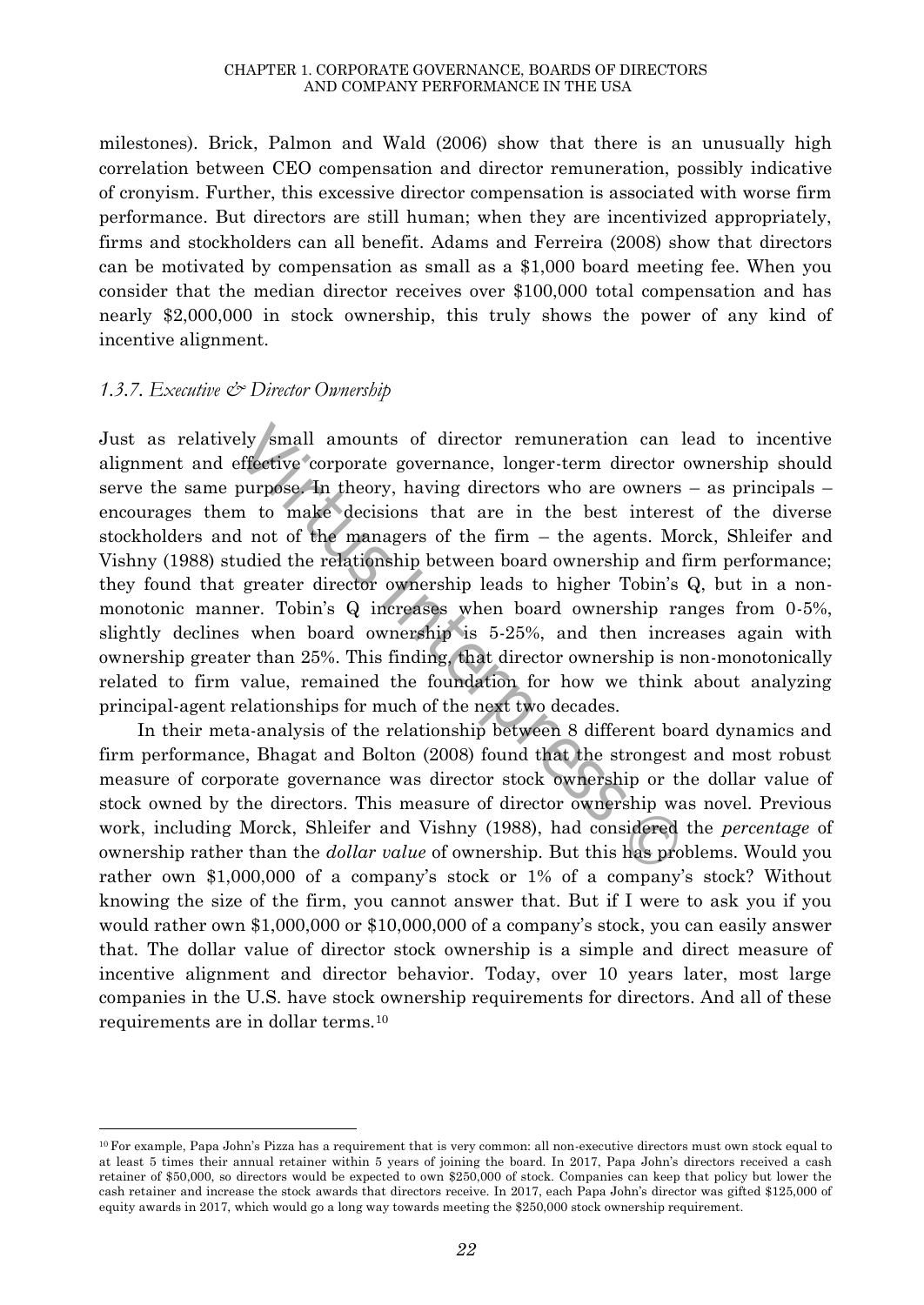milestones). Brick, Palmon and Wald (2006) show that there is an unusually high correlation between CEO compensation and director remuneration, possibly indicative of cronyism. Further, this excessive director compensation is associated with worse firm performance. But directors are still human; when they are incentivized appropriately, firms and stockholders can all benefit. Adams and Ferreira (2008) show that directors can be motivated by compensation as small as a $1,000 board meeting fee. When you consider that the median director receives over $100,000 total compensation and has nearly $2,000,000 in stock ownership, this truly shows the power of any kind of incentive alignment.

### *1.3.7. Executive & Director Ownership*

Just as relatively small amounts of director remuneration can lead to incentive alignment and effective corporate governance, longer-term director ownership should serve the same purpose. In theory, having directors who are owners – as principals – encourages them to make decisions that are in the best interest of the diverse stockholders and not of the managers of the firm – the agents. Morck, Shleifer and Vishny (1988) studied the relationship between board ownership and firm performance; they found that greater director ownership leads to higher Tobin's Q, but in a non-monotonic manner. Tobin's Q increases when board ownership ranges from 0-5%, slightly declines when board ownership is 5-25%, and then increases again with ownership greater than 25%. This finding, that director ownership is non-monotonically related to firm value, remained the foundation for how we think about analyzing principal-agent relationships for much of the next two decades.

In their meta-analysis of the relationship between 8 different board dynamics and firm performance, Bhagat and Bolton (2008) found that the strongest and most robust measure of corporate governance was director stock ownership or the dollar value of stock owned by the directors. This measure of director ownership was novel. Previous work, including Morck, Shleifer and Vishny (1988), had considered the *percentage* of ownership rather than the *dollar value* of ownership. But this has problems. Would you rather own $1,000,000 of a company's stock or 1% of a company's stock? Without knowing the size of the firm, you cannot answer that. But if I were to ask you if you would rather own $1,000,000 or $10,000,000 of a company's stock, you can easily answer that. The dollar value of director stock ownership is a simple and direct measure of incentive alignment and director behavior. Today, over 10 years later, most large companies in the U.S. have stock ownership requirements for directors. And all of these requirements are in dollar terms.[10]

---

[10] For example, Papa John's Pizza has a requirement that is very common: all non-executive directors must own stock equal to at least 5 times their annual retainer within 5 years of joining the board. In 2017, Papa John's directors received a cash retainer of $50,000, so directors would be expected to own $250,000 of stock. Companies can keep that policy but lower the cash retainer and increase the stock awards that directors receive. In 2017, each Papa John's director was gifted $125,000 of equity awards in 2017, which would go a long way towards meeting the $250,000 stock ownership requirement.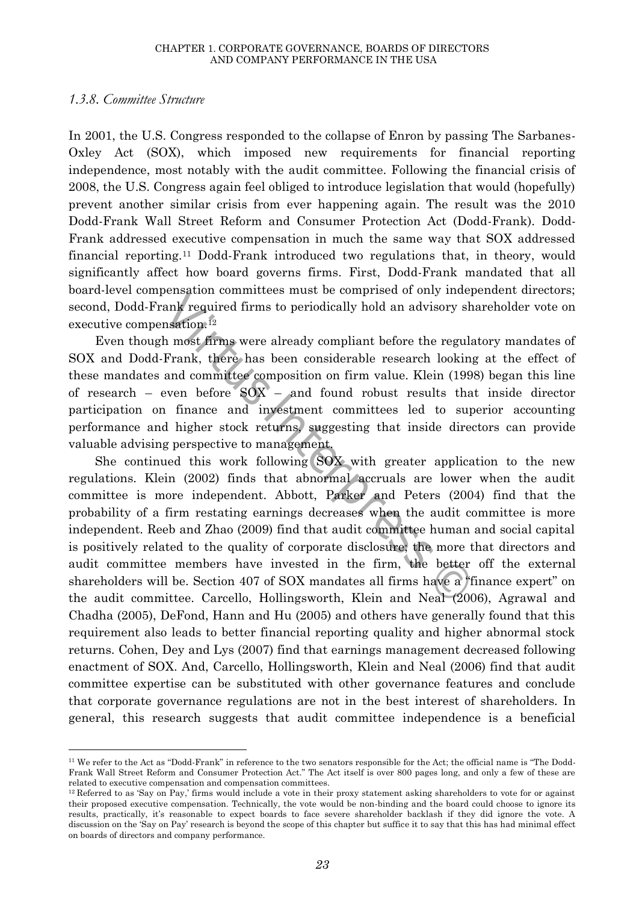*1.3.8. Committee Structure*

In 2001, the U.S. Congress responded to the collapse of Enron by passing The Sarbanes-Oxley Act (SOX), which imposed new requirements for financial reporting independence, most notably with the audit committee. Following the financial crisis of 2008, the U.S. Congress again feel obliged to introduce legislation that would (hopefully) prevent another similar crisis from ever happening again. The result was the 2010 Dodd-Frank Wall Street Reform and Consumer Protection Act (Dodd-Frank). Dodd-Frank addressed executive compensation in much the same way that SOX addressed financial reporting.[11] Dodd-Frank introduced two regulations that, in theory, would significantly affect how board governs firms. First, Dodd-Frank mandated that all board-level compensation committees must be comprised of only independent directors; second, Dodd-Frank required firms to periodically hold an advisory shareholder vote on executive compensation.[12]

Even though most firms were already compliant before the regulatory mandates of SOX and Dodd-Frank, there has been considerable research looking at the effect of these mandates and committee composition on firm value. Klein (1998) began this line of research – even before SOX – and found robust results that inside director participation on finance and investment committees led to superior accounting performance and higher stock returns, suggesting that inside directors can provide valuable advising perspective to management.

She continued this work following SOX with greater application to the new regulations. Klein (2002) finds that abnormal accruals are lower when the audit committee is more independent. Abbott, Parker and Peters (2004) find that the probability of a firm restating earnings decreases when the audit committee is more independent. Reeb and Zhao (2009) find that audit committee human and social capital is positively related to the quality of corporate disclosure; the more that directors and audit committee members have invested in the firm, the better off the external shareholders will be. Section 407 of SOX mandates all firms have a "finance expert" on the audit committee. Carcello, Hollingsworth, Klein and Neal (2006), Agrawal and Chadha (2005), DeFond, Hann and Hu (2005) and others have generally found that this requirement also leads to better financial reporting quality and higher abnormal stock returns. Cohen, Dey and Lys (2007) find that earnings management decreased following enactment of SOX. And, Carcello, Hollingsworth, Klein and Neal (2006) find that audit committee expertise can be substituted with other governance features and conclude that corporate governance regulations are not in the best interest of shareholders. In general, this research suggests that audit committee independence is a beneficial

[11] We refer to the Act as "Dodd-Frank" in reference to the two senators responsible for the Act; the official name is "The Dodd-Frank Wall Street Reform and Consumer Protection Act." The Act itself is over 800 pages long, and only a few of these are related to executive compensation and compensation committees.

[12] Referred to as 'Say on Pay,' firms would include a vote in their proxy statement asking shareholders to vote for or against their proposed executive compensation. Technically, the vote would be non-binding and the board could choose to ignore its results, practically, it's reasonable to expect boards to face severe shareholder backlash if they did ignore the vote. A discussion on the 'Say on Pay' research is beyond the scope of this chapter but suffice it to say that this has had minimal effect on boards of directors and company performance.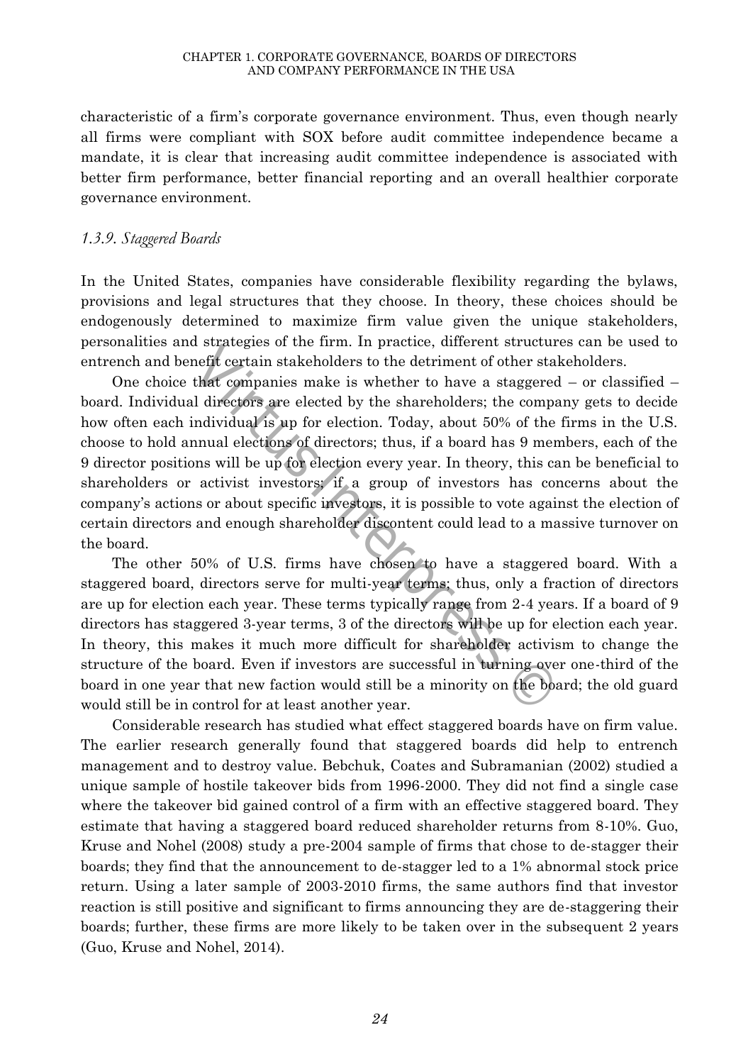characteristic of a firm's corporate governance environment. Thus, even though nearly all firms were compliant with SOX before audit committee independence became a mandate, it is clear that increasing audit committee independence is associated with better firm performance, better financial reporting and an overall healthier corporate governance environment.

### *1.3.9. Staggered Boards*

In the United States, companies have considerable flexibility regarding the bylaws, provisions and legal structures that they choose. In theory, these choices should be endogenously determined to maximize firm value given the unique stakeholders, personalities and strategies of the firm. In practice, different structures can be used to entrench and benefit certain stakeholders to the detriment of other stakeholders.

One choice that companies make is whether to have a staggered – or classified – board. Individual directors are elected by the shareholders; the company gets to decide how often each individual is up for election. Today, about 50% of the firms in the U.S. choose to hold annual elections of directors; thus, if a board has 9 members, each of the 9 director positions will be up for election every year. In theory, this can be beneficial to shareholders or activist investors; if a group of investors has concerns about the company's actions or about specific investors, it is possible to vote against the election of certain directors and enough shareholder discontent could lead to a massive turnover on the board.

The other 50% of U.S. firms have chosen to have a staggered board. With a staggered board, directors serve for multi-year terms; thus, only a fraction of directors are up for election each year. These terms typically range from 2-4 years. If a board of 9 directors has staggered 3-year terms, 3 of the directors will be up for election each year. In theory, this makes it much more difficult for shareholder activism to change the structure of the board. Even if investors are successful in turning over one-third of the board in one year that new faction would still be a minority on the board; the old guard would still be in control for at least another year.

Considerable research has studied what effect staggered boards have on firm value. The earlier research generally found that staggered boards did help to entrench management and to destroy value. Bebchuk, Coates and Subramanian (2002) studied a unique sample of hostile takeover bids from 1996-2000. They did not find a single case where the takeover bid gained control of a firm with an effective staggered board. They estimate that having a staggered board reduced shareholder returns from 8-10%. Guo, Kruse and Nohel (2008) study a pre-2004 sample of firms that chose to de-stagger their boards; they find that the announcement to de-stagger led to a 1% abnormal stock price return. Using a later sample of 2003-2010 firms, the same authors find that investor reaction is still positive and significant to firms announcing they are de-staggering their boards; further, these firms are more likely to be taken over in the subsequent 2 years (Guo, Kruse and Nohel, 2014).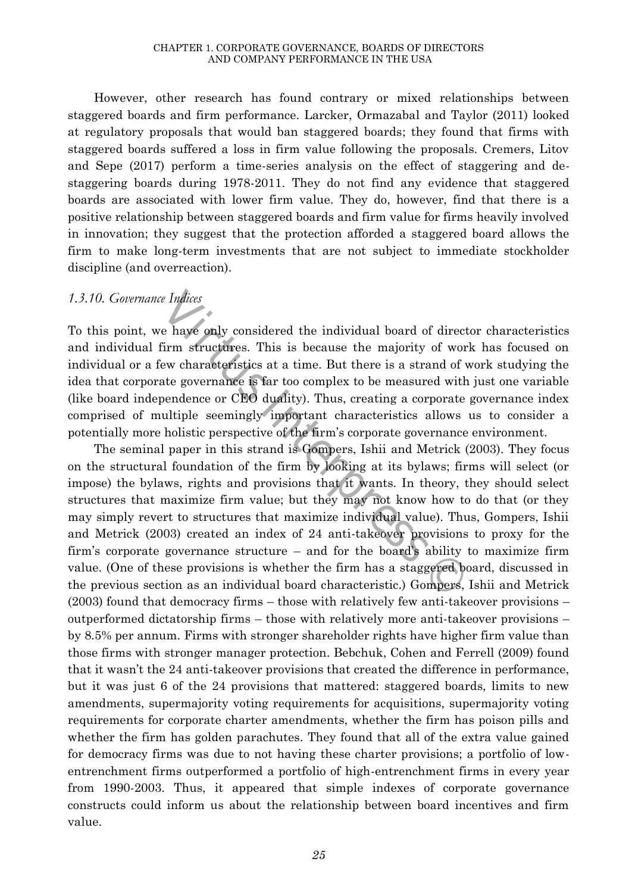However, other research has found contrary or mixed relationships between staggered boards and firm performance. Larcker, Ormazabal and Taylor (2011) looked at regulatory proposals that would ban staggered boards; they found that firms with staggered boards suffered a loss in firm value following the proposals. Cremers, Litov and Sepe (2017) perform a time-series analysis on the effect of staggering and de-staggering boards during 1978-2011. They do not find any evidence that staggered boards are associated with lower firm value. They do, however, find that there is a positive relationship between staggered boards and firm value for firms heavily involved in innovation; they suggest that the protection afforded a staggered board allows the firm to make long-term investments that are not subject to immediate stockholder discipline (and overreaction).

### *1.3.10. Governance Indices*

To this point, we have only considered the individual board of director characteristics and individual firm structures. This is because the majority of work has focused on individual or a few characteristics at a time. But there is a strand of work studying the idea that corporate governance is far too complex to be measured with just one variable (like board independence or CEO duality). Thus, creating a corporate governance index comprised of multiple seemingly important characteristics allows us to consider a potentially more holistic perspective of the firm's corporate governance environment.

The seminal paper in this strand is Gompers, Ishii and Metrick (2003). They focus on the structural foundation of the firm by looking at its bylaws; firms will select (or impose) the bylaws, rights and provisions that it wants. In theory, they should select structures that maximize firm value; but they may not know how to do that (or they may simply revert to structures that maximize individual value). Thus, Gompers, Ishii and Metrick (2003) created an index of 24 anti-takeover provisions to proxy for the firm's corporate governance structure – and for the board's ability to maximize firm value. (One of these provisions is whether the firm has a staggered board, discussed in the previous section as an individual board characteristic.) Gompers, Ishii and Metrick (2003) found that democracy firms – those with relatively few anti-takeover provisions – outperformed dictatorship firms – those with relatively more anti-takeover provisions – by 8.5% per annum. Firms with stronger shareholder rights have higher firm value than those firms with stronger manager protection. Bebchuk, Cohen and Ferrell (2009) found that it wasn't the 24 anti-takeover provisions that created the difference in performance, but it was just 6 of the 24 provisions that mattered: staggered boards, limits to new amendments, supermajority voting requirements for acquisitions, supermajority voting requirements for corporate charter amendments, whether the firm has poison pills and whether the firm has golden parachutes. They found that all of the extra value gained for democracy firms was due to not having these charter provisions; a portfolio of low-entrenchment firms outperformed a portfolio of high-entrenchment firms in every year from 1990-2003. Thus, it appeared that simple indexes of corporate governance constructs could inform us about the relationship between board incentives and firm value.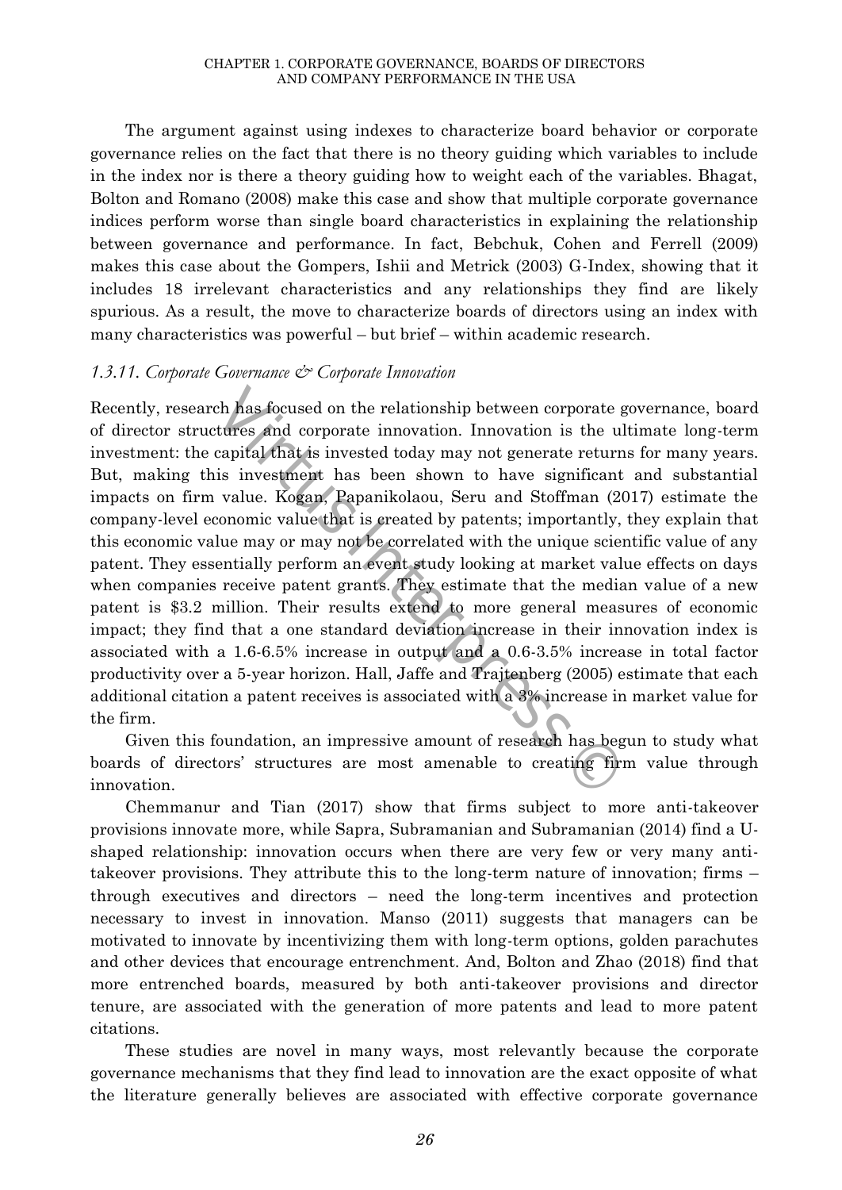The argument against using indexes to characterize board behavior or corporate governance relies on the fact that there is no theory guiding which variables to include in the index nor is there a theory guiding how to weight each of the variables. Bhagat, Bolton and Romano (2008) make this case and show that multiple corporate governance indices perform worse than single board characteristics in explaining the relationship between governance and performance. In fact, Bebchuk, Cohen and Ferrell (2009) makes this case about the Gompers, Ishii and Metrick (2003) G-Index, showing that it includes 18 irrelevant characteristics and any relationships they find are likely spurious. As a result, the move to characterize boards of directors using an index with many characteristics was powerful – but brief – within academic research.

### *1.3.11. Corporate Governance & Corporate Innovation*

Recently, research has focused on the relationship between corporate governance, board of director structures and corporate innovation. Innovation is the ultimate long-term investment: the capital that is invested today may not generate returns for many years. But, making this investment has been shown to have significant and substantial impacts on firm value. Kogan, Papanikolaou, Seru and Stoffman (2017) estimate the company-level economic value that is created by patents; importantly, they explain that this economic value may or may not be correlated with the unique scientific value of any patent. They essentially perform an event study looking at market value effects on days when companies receive patent grants. They estimate that the median value of a new patent is \$3.2 million. Their results extend to more general measures of economic impact; they find that a one standard deviation increase in their innovation index is associated with a 1.6-6.5% increase in output and a 0.6-3.5% increase in total factor productivity over a 5-year horizon. Hall, Jaffe and Trajtenberg (2005) estimate that each additional citation a patent receives is associated with a 3% increase in market value for the firm.

Given this foundation, an impressive amount of research has begun to study what boards of directors' structures are most amenable to creating firm value through innovation.

Chemmanur and Tian (2017) show that firms subject to more anti-takeover provisions innovate more, while Sapra, Subramanian and Subramanian (2014) find a U-shaped relationship: innovation occurs when there are very few or very many anti-takeover provisions. They attribute this to the long-term nature of innovation; firms – through executives and directors – need the long-term incentives and protection necessary to invest in innovation. Manso (2011) suggests that managers can be motivated to innovate by incentivizing them with long-term options, golden parachutes and other devices that encourage entrenchment. And, Bolton and Zhao (2018) find that more entrenched boards, measured by both anti-takeover provisions and director tenure, are associated with the generation of more patents and lead to more patent citations.

These studies are novel in many ways, most relevantly because the corporate governance mechanisms that they find lead to innovation are the exact opposite of what the literature generally believes are associated with effective corporate governance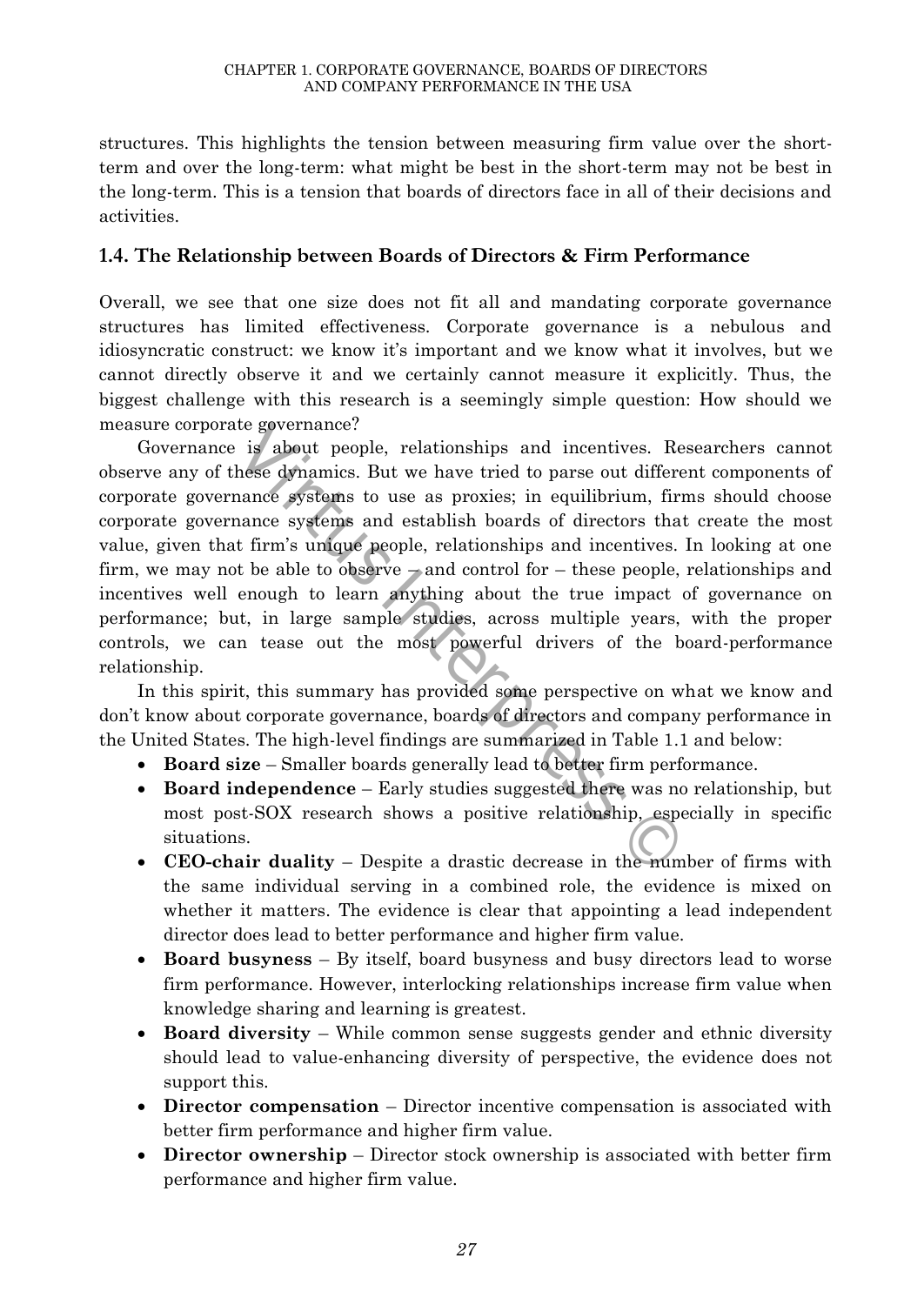structures. This highlights the tension between measuring firm value over the short-term and over the long-term: what might be best in the short-term may not be best in the long-term. This is a tension that boards of directors face in all of their decisions and activities.

### 1.4. The Relationship between Boards of Directors & Firm Performance

Overall, we see that one size does not fit all and mandating corporate governance structures has limited effectiveness. Corporate governance is a nebulous and idiosyncratic construct: we know it's important and we know what it involves, but we cannot directly observe it and we certainly cannot measure it explicitly. Thus, the biggest challenge with this research is a seemingly simple question: How should we measure corporate governance?

Governance is about people, relationships and incentives. Researchers cannot observe any of these dynamics. But we have tried to parse out different components of corporate governance systems to use as proxies; in equilibrium, firms should choose corporate governance systems and establish boards of directors that create the most value, given that firm's unique people, relationships and incentives. In looking at one firm, we may not be able to observe – and control for – these people, relationships and incentives well enough to learn anything about the true impact of governance on performance; but, in large sample studies, across multiple years, with the proper controls, we can tease out the most powerful drivers of the board-performance relationship.

In this spirit, this summary has provided some perspective on what we know and don't know about corporate governance, boards of directors and company performance in the United States. The high-level findings are summarized in Table 1.1 and below:

- **Board size** – Smaller boards generally lead to better firm performance.
- **Board independence** – Early studies suggested there was no relationship, but most post-SOX research shows a positive relationship, especially in specific situations.
- **CEO-chair duality** – Despite a drastic decrease in the number of firms with the same individual serving in a combined role, the evidence is mixed on whether it matters. The evidence is clear that appointing a lead independent director does lead to better performance and higher firm value.
- **Board busyness** – By itself, board busyness and busy directors lead to worse firm performance. However, interlocking relationships increase firm value when knowledge sharing and learning is greatest.
- **Board diversity** – While common sense suggests gender and ethnic diversity should lead to value-enhancing diversity of perspective, the evidence does not support this.
- **Director compensation** – Director incentive compensation is associated with better firm performance and higher firm value.
- **Director ownership** – Director stock ownership is associated with better firm performance and higher firm value.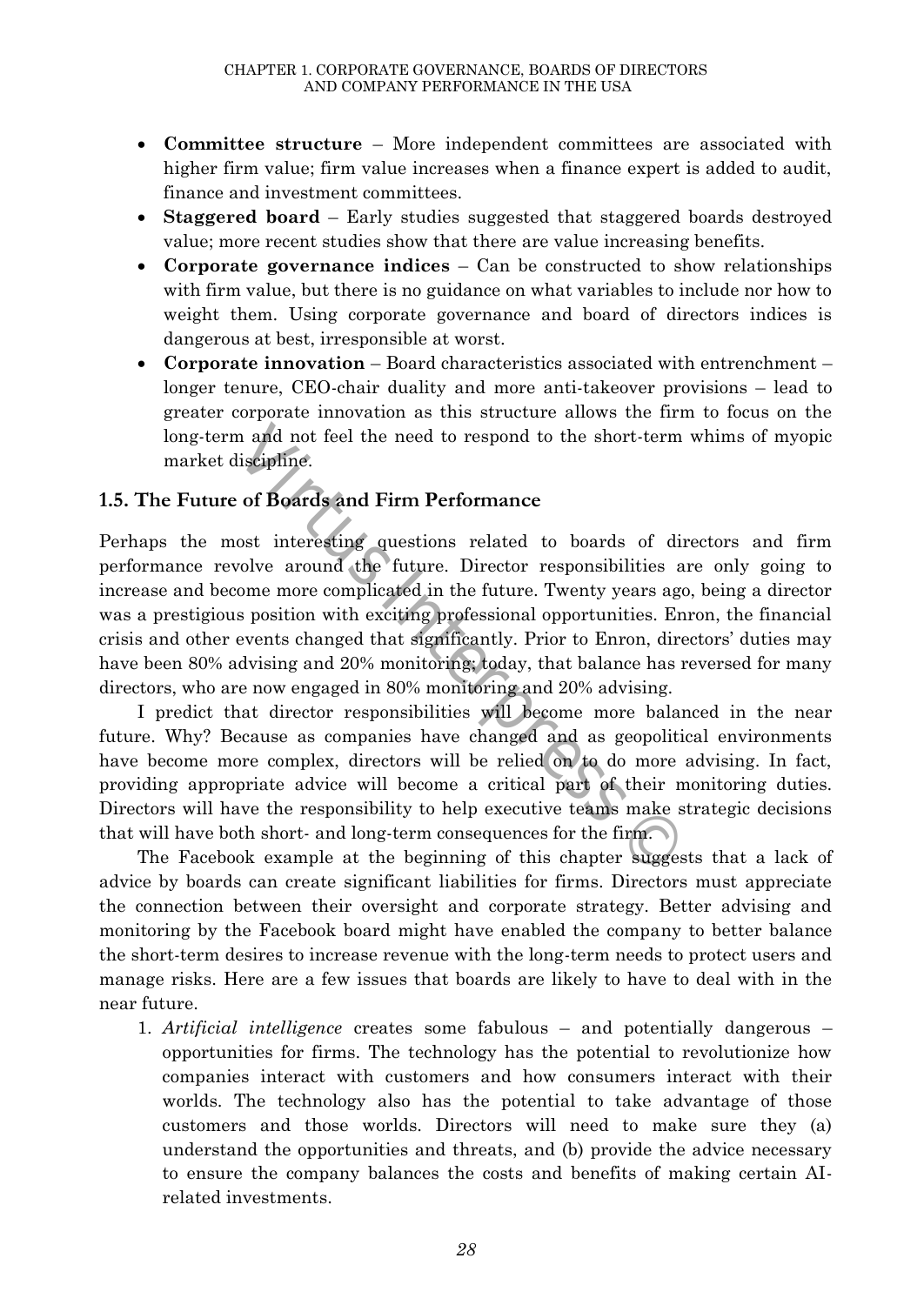- **Committee structure** – More independent committees are associated with higher firm value; firm value increases when a finance expert is added to audit, finance and investment committees.
- **Staggered board** – Early studies suggested that staggered boards destroyed value; more recent studies show that there are value increasing benefits.
- **Corporate governance indices** – Can be constructed to show relationships with firm value, but there is no guidance on what variables to include nor how to weight them. Using corporate governance and board of directors indices is dangerous at best, irresponsible at worst.
- **Corporate innovation** – Board characteristics associated with entrenchment – longer tenure, CEO-chair duality and more anti-takeover provisions – lead to greater corporate innovation as this structure allows the firm to focus on the long-term and not feel the need to respond to the short-term whims of myopic market discipline.

## 1.5. The Future of Boards and Firm Performance

Perhaps the most interesting questions related to boards of directors and firm performance revolve around the future. Director responsibilities are only going to increase and become more complicated in the future. Twenty years ago, being a director was a prestigious position with exciting professional opportunities. Enron, the financial crisis and other events changed that significantly. Prior to Enron, directors' duties may have been 80% advising and 20% monitoring; today, that balance has reversed for many directors, who are now engaged in 80% monitoring and 20% advising.

I predict that director responsibilities will become more balanced in the near future. Why? Because as companies have changed and as geopolitical environments have become more complex, directors will be relied on to do more advising. In fact, providing appropriate advice will become a critical part of their monitoring duties. Directors will have the responsibility to help executive teams make strategic decisions that will have both short- and long-term consequences for the firm.

The Facebook example at the beginning of this chapter suggests that a lack of advice by boards can create significant liabilities for firms. Directors must appreciate the connection between their oversight and corporate strategy. Better advising and monitoring by the Facebook board might have enabled the company to better balance the short-term desires to increase revenue with the long-term needs to protect users and manage risks. Here are a few issues that boards are likely to have to deal with in the near future.

1. *Artificial intelligence* creates some fabulous – and potentially dangerous – opportunities for firms. The technology has the potential to revolutionize how companies interact with customers and how consumers interact with their worlds. The technology also has the potential to take advantage of those customers and those worlds. Directors will need to make sure they (a) understand the opportunities and threats, and (b) provide the advice necessary to ensure the company balances the costs and benefits of making certain AI-related investments.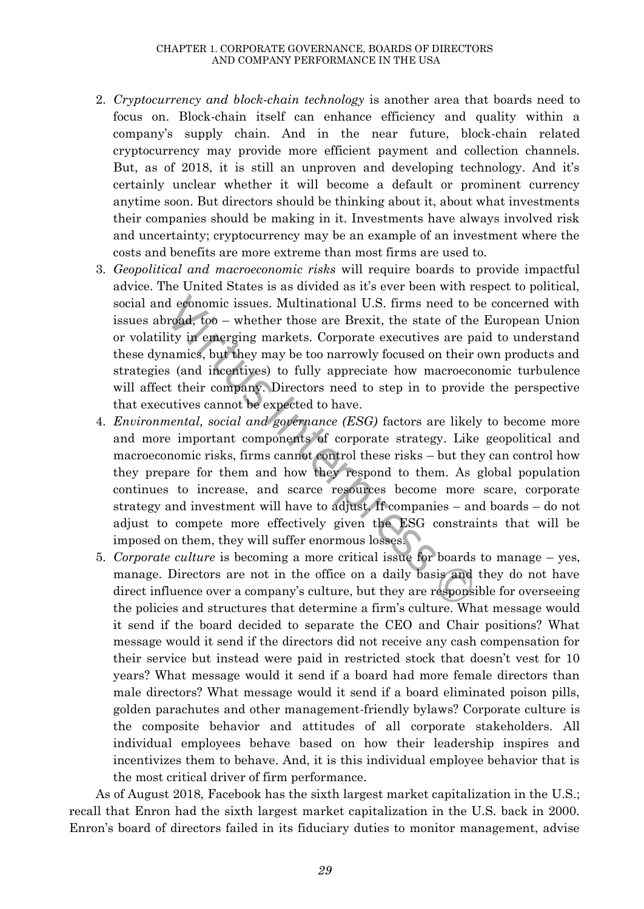2. *Cryptocurrency and block-chain technology* is another area that boards need to focus on. Block-chain itself can enhance efficiency and quality within a company's supply chain. And in the near future, block-chain related cryptocurrency may provide more efficient payment and collection channels. But, as of 2018, it is still an unproven and developing technology. And it's certainly unclear whether it will become a default or prominent currency anytime soon. But directors should be thinking about it, about what investments their companies should be making in it. Investments have always involved risk and uncertainty; cryptocurrency may be an example of an investment where the costs and benefits are more extreme than most firms are used to.
3. *Geopolitical and macroeconomic risks* will require boards to provide impactful advice. The United States is as divided as it's ever been with respect to political, social and economic issues. Multinational U.S. firms need to be concerned with issues abroad, too – whether those are Brexit, the state of the European Union or volatility in emerging markets. Corporate executives are paid to understand these dynamics, but they may be too narrowly focused on their own products and strategies (and incentives) to fully appreciate how macroeconomic turbulence will affect their company. Directors need to step in to provide the perspective that executives cannot be expected to have.
4. *Environmental, social and governance (ESG)* factors are likely to become more and more important components of corporate strategy. Like geopolitical and macroeconomic risks, firms cannot control these risks – but they can control how they prepare for them and how they respond to them. As global population continues to increase, and scarce resources become more scare, corporate strategy and investment will have to adjust. If companies – and boards – do not adjust to compete more effectively given the ESG constraints that will be imposed on them, they will suffer enormous losses.
5. *Corporate culture* is becoming a more critical issue for boards to manage – yes, manage. Directors are not in the office on a daily basis and they do not have direct influence over a company's culture, but they are responsible for overseeing the policies and structures that determine a firm's culture. What message would it send if the board decided to separate the CEO and Chair positions? What message would it send if the directors did not receive any cash compensation for their service but instead were paid in restricted stock that doesn't vest for 10 years? What message would it send if a board had more female directors than male directors? What message would it send if a board eliminated poison pills, golden parachutes and other management-friendly bylaws? Corporate culture is the composite behavior and attitudes of all corporate stakeholders. All individual employees behave based on how their leadership inspires and incentivizes them to behave. And, it is this individual employee behavior that is the most critical driver of firm performance.

As of August 2018, Facebook has the sixth largest market capitalization in the U.S.; recall that Enron had the sixth largest market capitalization in the U.S. back in 2000. Enron's board of directors failed in its fiduciary duties to monitor management, advise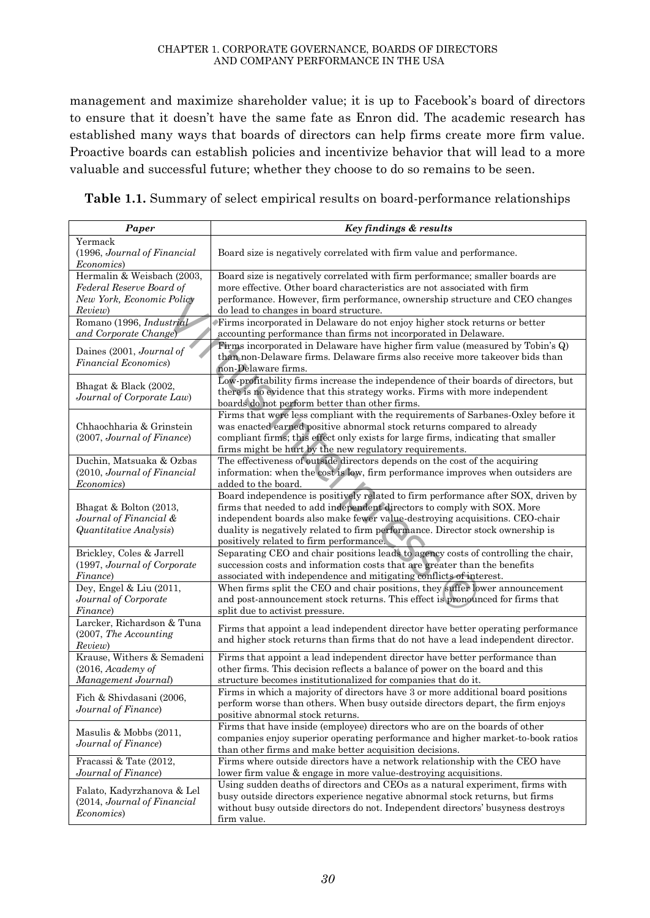management and maximize shareholder value; it is up to Facebook's board of directors to ensure that it doesn't have the same fate as Enron did. The academic research has established many ways that boards of directors can help firms create more firm value. Proactive boards can establish policies and incentivize behavior that will lead to a more valuable and successful future; whether they choose to do so remains to be seen.

**Table 1.1.** Summary of select empirical results on board-performance relationships

| *Paper* | *Key findings & results* |
|---|---|
| Yermack (1996, *Journal of Financial Economics*) | Board size is negatively correlated with firm value and performance. |
| Hermalin & Weisbach (2003, *Federal Reserve Board of New York, Economic Policy Review*) | Board size is negatively correlated with firm performance; smaller boards are more effective. Other board characteristics are not associated with firm performance. However, firm performance, ownership structure and CEO changes do lead to changes in board structure. |
| Romano (1996, *Industrial and Corporate Change*) | Firms incorporated in Delaware do not enjoy higher stock returns or better accounting performance than firms not incorporated in Delaware. |
| Daines (2001, *Journal of Financial Economics*) | Firms incorporated in Delaware have higher firm value (measured by Tobin's Q) than non-Delaware firms. Delaware firms also receive more takeover bids than non-Delaware firms. |
| Bhagat & Black (2002, *Journal of Corporate Law*) | Low-profitability firms increase the independence of their boards of directors, but there is no evidence that this strategy works. Firms with more independent boards do not perform better than other firms. |
| Chhaochharia & Grinstein (2007, *Journal of Finance*) | Firms that were less compliant with the requirements of Sarbanes-Oxley before it was enacted earned positive abnormal stock returns compared to already compliant firms; this effect only exists for large firms, indicating that smaller firms might be hurt by the new regulatory requirements. |
| Duchin, Matsuaka & Ozbas (2010, *Journal of Financial Economics*) | The effectiveness of outside directors depends on the cost of the acquiring information: when the cost is low, firm performance improves when outsiders are added to the board. |
| Bhagat & Bolton (2013, *Journal of Financial & Quantitative Analysis*) | Board independence is positively related to firm performance after SOX, driven by firms that needed to add independent directors to comply with SOX. More independent boards also make fewer value-destroying acquisitions. CEO-chair duality is negatively related to firm performance. Director stock ownership is positively related to firm performance. |
| Brickley, Coles & Jarrell (1997, *Journal of Corporate Finance*) | Separating CEO and chair positions leads to agency costs of controlling the chair, succession costs and information costs that are greater than the benefits associated with independence and mitigating conflicts of interest. |
| Dey, Engel & Liu (2011, *Journal of Corporate Finance*) | When firms split the CEO and chair positions, they suffer lower announcement and post-announcement stock returns. This effect is pronounced for firms that split due to activist pressure. |
| Larcker, Richardson & Tuna (2007, *The Accounting Review*) | Firms that appoint a lead independent director have better operating performance and higher stock returns than firms that do not have a lead independent director. |
| Krause, Withers & Semadeni (2016, *Academy of Management Journal*) | Firms that appoint a lead independent director have better performance than other firms. This decision reflects a balance of power on the board and this structure becomes institutionalized for companies that do it. |
| Fich & Shivdasani (2006, *Journal of Finance*) | Firms in which a majority of directors have 3 or more additional board positions perform worse than others. When busy outside directors depart, the firm enjoys positive abnormal stock returns. |
| Masulis & Mobbs (2011, *Journal of Finance*) | Firms that have inside (employee) directors who are on the boards of other companies enjoy superior operating performance and higher market-to-book ratios than other firms and make better acquisition decisions. |
| Fracassi & Tate (2012, *Journal of Finance*) | Firms where outside directors have a network relationship with the CEO have lower firm value & engage in more value-destroying acquisitions. |
| Falato, Kadyrzhanova & Lel (2014, *Journal of Financial Economics*) | Using sudden deaths of directors and CEOs as a natural experiment, firms with busy outside directors experience negative abnormal stock returns, but firms without busy outside directors do not. Independent directors' busyness destroys firm value. |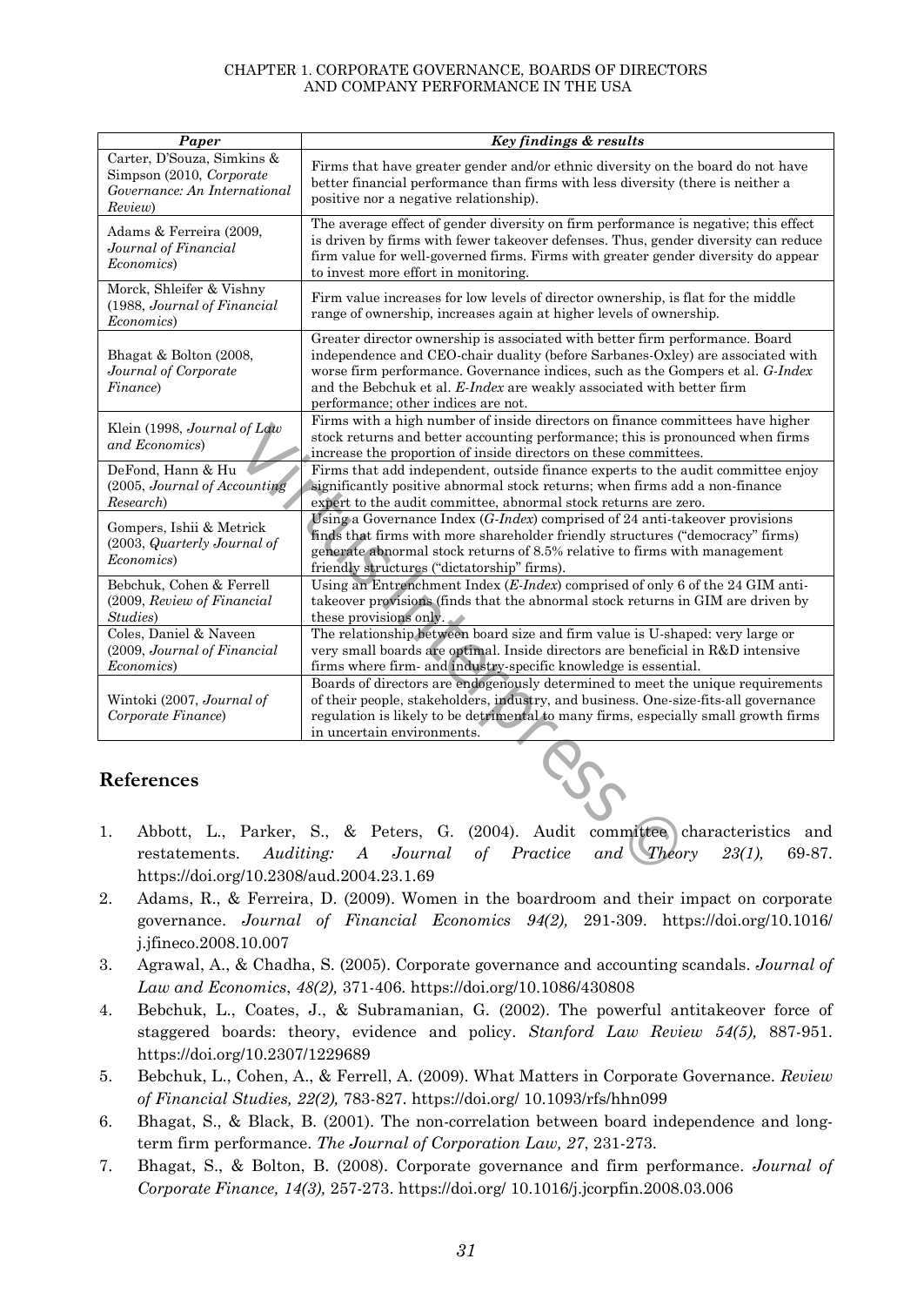| *Paper* | *Key findings & results* |
|---|---|
| Carter, D'Souza, Simkins & Simpson (2010, *Corporate Governance: An International Review*) | Firms that have greater gender and/or ethnic diversity on the board do not have better financial performance than firms with less diversity (there is neither a positive nor a negative relationship). |
| Adams & Ferreira (2009, *Journal of Financial Economics*) | The average effect of gender diversity on firm performance is negative; this effect is driven by firms with fewer takeover defenses. Thus, gender diversity can reduce firm value for well-governed firms. Firms with greater gender diversity do appear to invest more effort in monitoring. |
| Morck, Shleifer & Vishny (1988, *Journal of Financial Economics*) | Firm value increases for low levels of director ownership, is flat for the middle range of ownership, increases again at higher levels of ownership. |
| Bhagat & Bolton (2008, *Journal of Corporate Finance*) | Greater director ownership is associated with better firm performance. Board independence and CEO-chair duality (before Sarbanes-Oxley) are associated with worse firm performance. Governance indices, such as the Gompers et al. *G-Index* and the Bebchuk et al. *E-Index* are weakly associated with better firm performance; other indices are not. |
| Klein (1998, *Journal of Law and Economics*) | Firms with a high number of inside directors on finance committees have higher stock returns and better accounting performance; this is pronounced when firms increase the proportion of inside directors on these committees. |
| DeFond, Hann & Hu (2005, *Journal of Accounting Research*) | Firms that add independent, outside finance experts to the audit committee enjoy significantly positive abnormal stock returns; when firms add a non-finance expert to the audit committee, abnormal stock returns are zero. |
| Gompers, Ishii & Metrick (2003, *Quarterly Journal of Economics*) | Using a Governance Index (*G-Index*) comprised of 24 anti-takeover provisions finds that firms with more shareholder friendly structures ("democracy" firms) generate abnormal stock returns of 8.5% relative to firms with management friendly structures ("dictatorship" firms). |
| Bebchuk, Cohen & Ferrell (2009, *Review of Financial Studies*) | Using an Entrenchment Index (*E-Index*) comprised of only 6 of the 24 GIM anti-takeover provisions (finds that the abnormal stock returns in GIM are driven by these provisions only. |
| Coles, Daniel & Naveen (2009, *Journal of Financial Economics*) | The relationship between board size and firm value is U-shaped: very large or very small boards are optimal. Inside directors are beneficial in R&D intensive firms where firm- and industry-specific knowledge is essential. |
| Wintoki (2007, *Journal of Corporate Finance*) | Boards of directors are endogenously determined to meet the unique requirements of their people, stakeholders, industry, and business. One-size-fits-all governance regulation is likely to be detrimental to many firms, especially small growth firms in uncertain environments. |

## References

1. Abbott, L., Parker, S., & Peters, G. (2004). Audit committee characteristics and restatements. *Auditing: A Journal of Practice and Theory 23(1),* 69-87. https://doi.org/10.2308/aud.2004.23.1.69
2. Adams, R., & Ferreira, D. (2009). Women in the boardroom and their impact on corporate governance. *Journal of Financial Economics 94(2),* 291-309. https://doi.org/10.1016/j.jfineco.2008.10.007
3. Agrawal, A., & Chadha, S. (2005). Corporate governance and accounting scandals. *Journal of Law and Economics*, *48(2),* 371-406. https://doi.org/10.1086/430808
4. Bebchuk, L., Coates, J., & Subramanian, G. (2002). The powerful antitakeover force of staggered boards: theory, evidence and policy. *Stanford Law Review 54(5),* 887-951. https://doi.org/10.2307/1229689
5. Bebchuk, L., Cohen, A., & Ferrell, A. (2009). What Matters in Corporate Governance. *Review of Financial Studies, 22(2),* 783-827. https://doi.org/ 10.1093/rfs/hhn099
6. Bhagat, S., & Black, B. (2001). The non-correlation between board independence and long-term firm performance. *The Journal of Corporation Law, 27*, 231-273.
7. Bhagat, S., & Bolton, B. (2008). Corporate governance and firm performance. *Journal of Corporate Finance, 14(3),* 257-273. https://doi.org/ 10.1016/j.jcorpfin.2008.03.006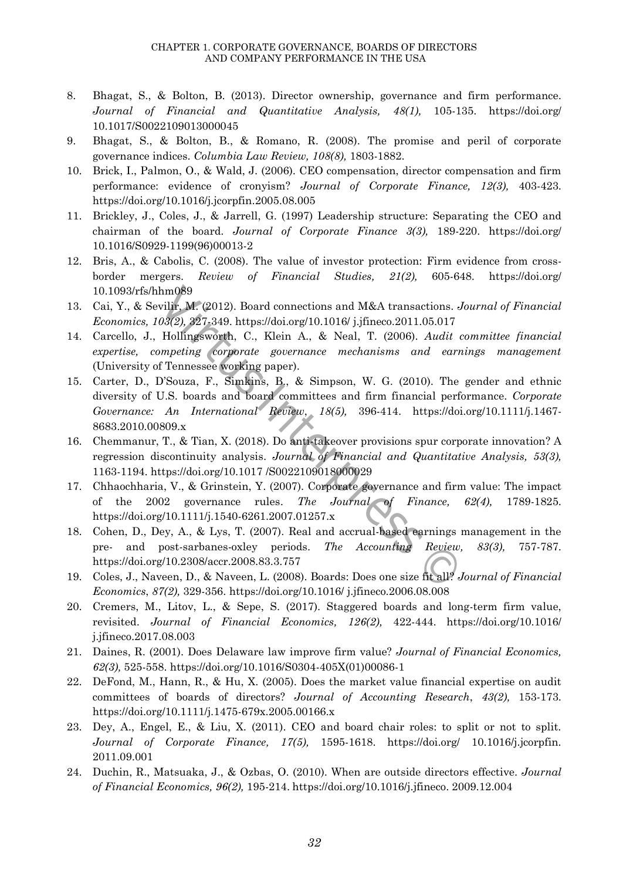8. Bhagat, S., & Bolton, B. (2013). Director ownership, governance and firm performance. *Journal of Financial and Quantitative Analysis, 48(1),* 105-135. https://doi.org/10.1017/S0022109013000045
9. Bhagat, S., & Bolton, B., & Romano, R. (2008). The promise and peril of corporate governance indices. *Columbia Law Review, 108(8),* 1803-1882.
10. Brick, I., Palmon, O., & Wald, J. (2006). CEO compensation, director compensation and firm performance: evidence of cronyism? *Journal of Corporate Finance, 12(3),* 403-423. https://doi.org/10.1016/j.jcorpfin.2005.08.005
11. Brickley, J., Coles, J., & Jarrell, G. (1997) Leadership structure: Separating the CEO and chairman of the board. *Journal of Corporate Finance 3(3),* 189-220. https://doi.org/10.1016/S0929-1199(96)00013-2
12. Bris, A., & Cabolis, C. (2008). The value of investor protection: Firm evidence from cross-border mergers. *Review of Financial Studies, 21(2),* 605-648. https://doi.org/10.1093/rfs/hhm089
13. Cai, Y., & Sevilir, M. (2012). Board connections and M&A transactions. *Journal of Financial Economics, 103(2),* 327-349. https://doi.org/10.1016/ j.jfineco.2011.05.017
14. Carcello, J., Hollingsworth, C., Klein A., & Neal, T. (2006). *Audit committee financial expertise, competing corporate governance mechanisms and earnings management* (University of Tennessee working paper).
15. Carter, D., D'Souza, F., Simkins, B., & Simpson, W. G. (2010). The gender and ethnic diversity of U.S. boards and board committees and firm financial performance. *Corporate Governance: An International Review, 18(5),* 396-414. https://doi.org/10.1111/j.1467-8683.2010.00809.x
16. Chemmanur, T., & Tian, X. (2018). Do anti-takeover provisions spur corporate innovation? A regression discontinuity analysis. *Journal of Financial and Quantitative Analysis, 53(3),* 1163-1194. https://doi.org/10.1017 /S0022109018000029
17. Chhaochharia, V., & Grinstein, Y. (2007). Corporate governance and firm value: The impact of the 2002 governance rules. *The Journal of Finance, 62(4),* 1789-1825. https://doi.org/10.1111/j.1540-6261.2007.01257.x
18. Cohen, D., Dey, A., & Lys, T. (2007). Real and accrual-based earnings management in the pre- and post-sarbanes-oxley periods. *The Accounting Review, 83(3),* 757-787. https://doi.org/10.2308/accr.2008.83.3.757
19. Coles, J., Naveen, D., & Naveen, L. (2008). Boards: Does one size fit all? *Journal of Financial Economics*, *87(2),* 329-356. https://doi.org/10.1016/ j.jfineco.2006.08.008
20. Cremers, M., Litov, L., & Sepe, S. (2017). Staggered boards and long-term firm value, revisited. *Journal of Financial Economics, 126(2),* 422-444. https://doi.org/10.1016/j.jfineco.2017.08.003
21. Daines, R. (2001). Does Delaware law improve firm value? *Journal of Financial Economics, 62(3),* 525-558. https://doi.org/10.1016/S0304-405X(01)00086-1
22. DeFond, M., Hann, R., & Hu, X. (2005). Does the market value financial expertise on audit committees of boards of directors? *Journal of Accounting Research*, *43(2),* 153-173. https://doi.org/10.1111/j.1475-679x.2005.00166.x
23. Dey, A., Engel, E., & Liu, X. (2011). CEO and board chair roles: to split or not to split. *Journal of Corporate Finance, 17(5),* 1595-1618. https://doi.org/ 10.1016/j.jcorpfin.2011.09.001
24. Duchin, R., Matsuaka, J., & Ozbas, O. (2010). When are outside directors effective. *Journal of Financial Economics, 96(2),* 195-214. https://doi.org/10.1016/j.jfineco. 2009.12.004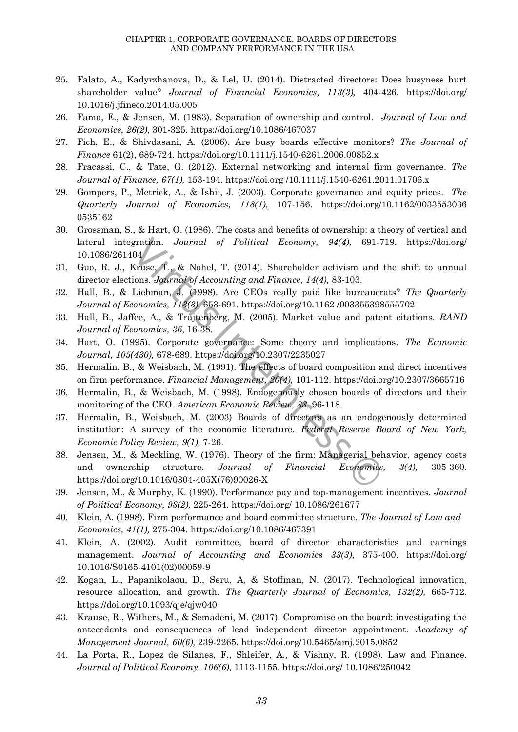25. Falato, A., Kadyrzhanova, D., & Lel, U. (2014). Distracted directors: Does busyness hurt shareholder value? *Journal of Financial Economics, 113(3),* 404-426. https://doi.org/10.1016/j.jfineco.2014.05.005
26. Fama, E., & Jensen, M. (1983). Separation of ownership and control. *Journal of Law and Economics, 26(2),* 301-325. https://doi.org/10.1086/467037
27. Fich, E., & Shivdasani, A. (2006). Are busy boards effective monitors? *The Journal of Finance* 61(2), 689-724. https://doi.org/10.1111/j.1540-6261.2006.00852.x
28. Fracassi, C., & Tate, G. (2012). External networking and internal firm governance. *The Journal of Finance, 67(1),* 153-194. https://doi.org /10.1111/j.1540-6261.2011.01706.x
29. Gompers, P., Metrick, A., & Ishii, J. (2003). Corporate governance and equity prices. *The Quarterly Journal of Economics, 118(1),* 107-156. https://doi.org/10.1162/0033553036 0535162
30. Grossman, S., & Hart, O. (1986). The costs and benefits of ownership: a theory of vertical and lateral integration. *Journal of Political Economy, 94(4),* 691-719. https://doi.org/10.1086/261404
31. Guo, R. J., Kruse, T., & Nohel, T. (2014). Shareholder activism and the shift to annual director elections. *Journal of Accounting and Finance*, *14(4),* 83-103.
32. Hall, B., & Liebman, J. (1998). Are CEOs really paid like bureaucrats? *The Quarterly Journal of Economics, 113(3),* 653-691. https://doi.org/10.1162 /003355398555702
33. Hall, B., Jaffee, A., & Trajtenberg, M. (2005). Market value and patent citations. *RAND Journal of Economics, 36*, 16-38.
34. Hart, O. (1995). Corporate governance: Some theory and implications. *The Economic Journal, 105(430),* 678-689. https://doi.org/10.2307/2235027
35. Hermalin, B., & Weisbach, M. (1991). The effects of board composition and direct incentives on firm performance. *Financial Management, 20(4),* 101-112. https://doi.org/10.2307/3665716
36. Hermalin, B., & Weisbach, M. (1998). Endogenously chosen boards of directors and their monitoring of the CEO. *American Economic Review, 88*, 96-118.
37. Hermalin, B., Weisbach, M. (2003) Boards of directors as an endogenously determined institution: A survey of the economic literature. *Federal Reserve Board of New York, Economic Policy Review, 9(1),* 7-26.
38. Jensen, M., & Meckling, W. (1976). Theory of the firm: Managerial behavior, agency costs and ownership structure. *Journal of Financial Economics, 3(4),* 305-360. https://doi.org/10.1016/0304-405X(76)90026-X
39. Jensen, M., & Murphy, K. (1990). Performance pay and top-management incentives. *Journal of Political Economy, 98(2),* 225-264. https://doi.org/ 10.1086/261677
40. Klein, A. (1998). Firm performance and board committee structure. *The Journal of Law and Economics, 41(1),* 275-304. https://doi.org/10.1086/467391
41. Klein, A. (2002). Audit committee, board of director characteristics and earnings management. *Journal of Accounting and Economics 33(3)*, 375-400. https://doi.org/10.1016/S0165-4101(02)00059-9
42. Kogan, L., Papanikolaou, D., Seru, A, & Stoffman, N. (2017). Technological innovation, resource allocation, and growth. *The Quarterly Journal of Economics, 132(2),* 665-712. https://doi.org/10.1093/qje/qjw040
43. Krause, R., Withers, M., & Semadeni, M. (2017). Compromise on the board: investigating the antecedents and consequences of lead independent director appointment. *Academy of Management Journal, 60(6),* 239-2265. https://doi.org/10.5465/amj.2015.0852
44. La Porta, R., Lopez de Silanes, F., Shleifer, A., & Vishny, R. (1998). Law and Finance. *Journal of Political Economy, 106(6),* 1113-1155. https://doi.org/ 10.1086/250042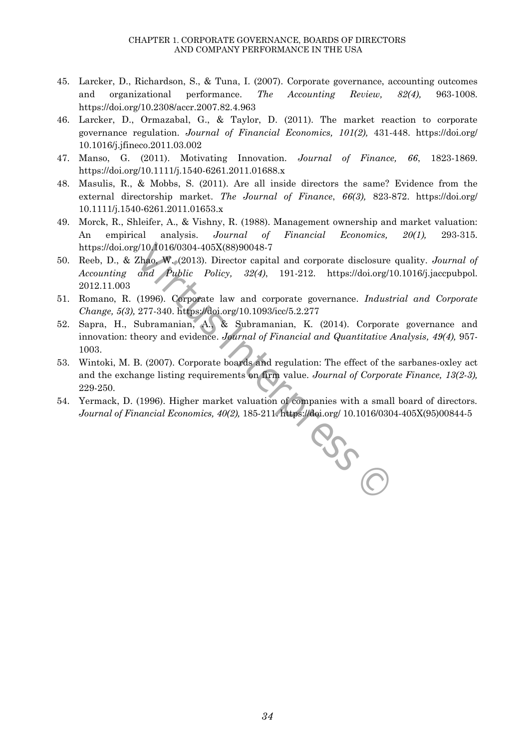45. Larcker, D., Richardson, S., & Tuna, I. (2007). Corporate governance, accounting outcomes and organizational performance. *The Accounting Review, 82(4),* 963-1008. https://doi.org/10.2308/accr.2007.82.4.963
46. Larcker, D., Ormazabal, G., & Taylor, D. (2011). The market reaction to corporate governance regulation. *Journal of Financial Economics, 101(2),* 431-448. https://doi.org/10.1016/j.jfineco.2011.03.002
47. Manso, G. (2011). Motivating Innovation. *Journal of Finance, 66*, 1823-1869. https://doi.org/10.1111/j.1540-6261.2011.01688.x
48. Masulis, R., & Mobbs, S. (2011). Are all inside directors the same? Evidence from the external directorship market. *The Journal of Finance*, *66(3),* 823-872. https://doi.org/10.1111/j.1540-6261.2011.01653.x
49. Morck, R., Shleifer, A., & Vishny, R. (1988). Management ownership and market valuation: An empirical analysis. *Journal of Financial Economics, 20(1),* 293-315. https://doi.org/10.1016/0304-405X(88)90048-7
50. Reeb, D., & Zhao, W. (2013). Director capital and corporate disclosure quality. *Journal of Accounting and Public Policy, 32(4)*, 191-212. https://doi.org/10.1016/j.jaccpubpol.2012.11.003
51. Romano, R. (1996). Corporate law and corporate governance. *Industrial and Corporate Change, 5(3),* 277-340. https://doi.org/10.1093/icc/5.2.277
52. Sapra, H., Subramanian, A., & Subramanian, K. (2014). Corporate governance and innovation: theory and evidence. *Journal of Financial and Quantitative Analysis, 49(4),* 957-1003.
53. Wintoki, M. B. (2007). Corporate boards and regulation: The effect of the sarbanes-oxley act and the exchange listing requirements on firm value. *Journal of Corporate Finance, 13(2-3),* 229-250.
54. Yermack, D. (1996). Higher market valuation of companies with a small board of directors. *Journal of Financial Economics, 40(2),* 185-211. https://doi.org/ 10.1016/0304-405X(95)00844-5